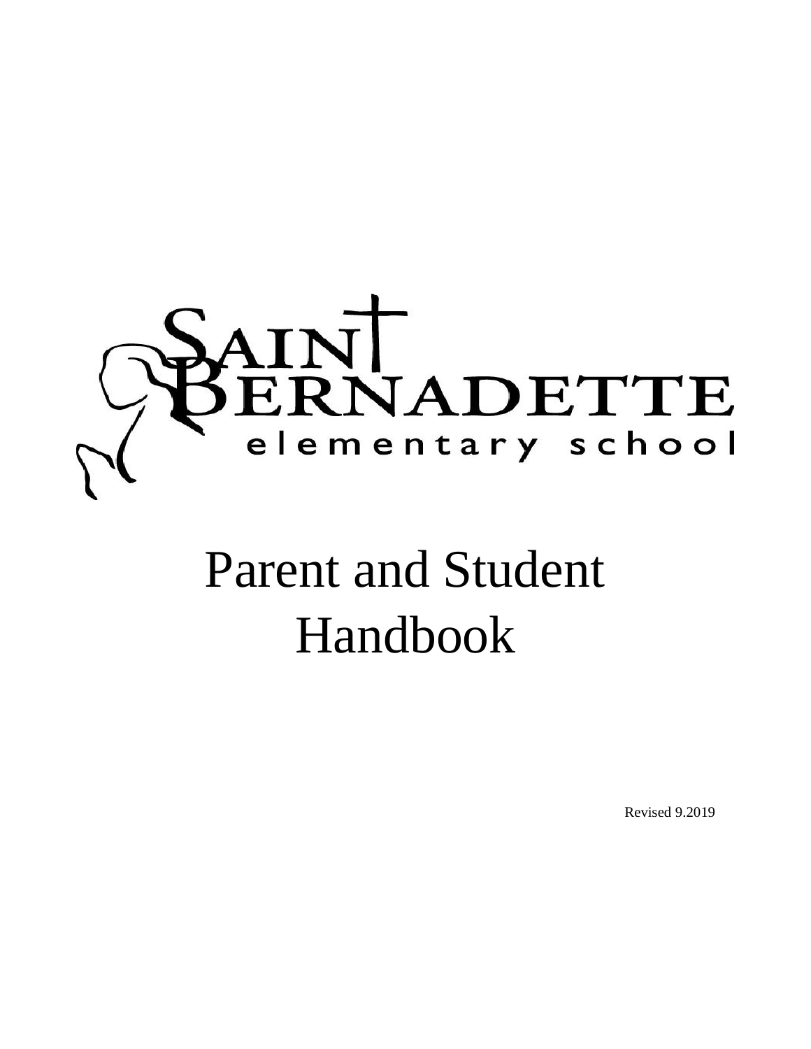# Saint Bernadette elementary school

# Parent and Student Handbook

Revised 9.2019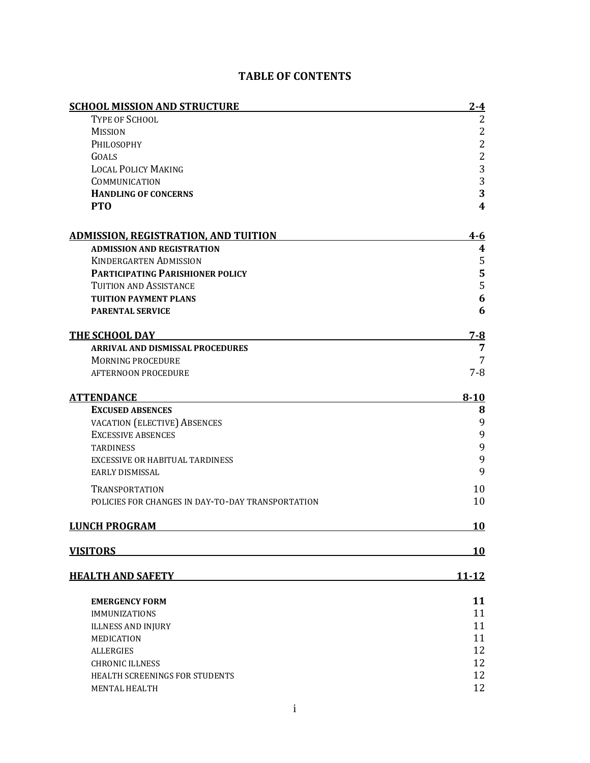# TABLE OF CONTENTS

| | |
|---|---|
| **SCHOOL MISSION AND STRUCTURE** | **2-4** |
| Type of School | 2 |
| Mission | 2 |
| Philosophy | 2 |
| Goals | 2 |
| Local Policy Making | 3 |
| Communication | 3 |
| **Handling of concerns** | **3** |
| **PTO** | **4** |
| **ADMISSION, REGISTRATION, AND TUITION** | **4-6** |
| **ADMISSION AND REGISTRATION** | **4** |
| Kindergarten Admission | 5 |
| **Participating Parishioner policy** | **5** |
| Tuition and Assistance | 5 |
| **TUITION PAYMENT PLANS** | **6** |
| **PARENTAL SERVICE** | **6** |
| **THE SCHOOL DAY** | **7-8** |
| **ARRIVAL AND DISMISSAL PROCEDURES** | **7** |
| Morning procedure | 7 |
| AFTERNOON PROCEDURE | 7-8 |
| **ATTENDANCE** | **8-10** |
| **Excused absences** | **8** |
| VACATION (ELECTIVE) ABSENCES | 9 |
| Excessive absences | 9 |
| TARDINESS | 9 |
| EXCESSIVE OR HABITUAL TARDINESS | 9 |
| EARLY DISMISSAL | 9 |
| Transportation | 10 |
| POLICIES FOR CHANGES IN DAY-TO-DAY TRANSPORTATION | 10 |
| **LUNCH PROGRAM** | **10** |
| **VISITORS** | **10** |
| **HEALTH AND SAFETY** | **11-12** |
| **EMERGENCY FORM** | **11** |
| IMMUNIZATIONS | 11 |
| ILLNESS AND INJURY | 11 |
| MEDICATION | 11 |
| ALLERGIES | 12 |
| CHRONIC ILLNESS | 12 |
| HEALTH SCREENINGS FOR STUDENTS | 12 |
| MENTAL HEALTH | 12 |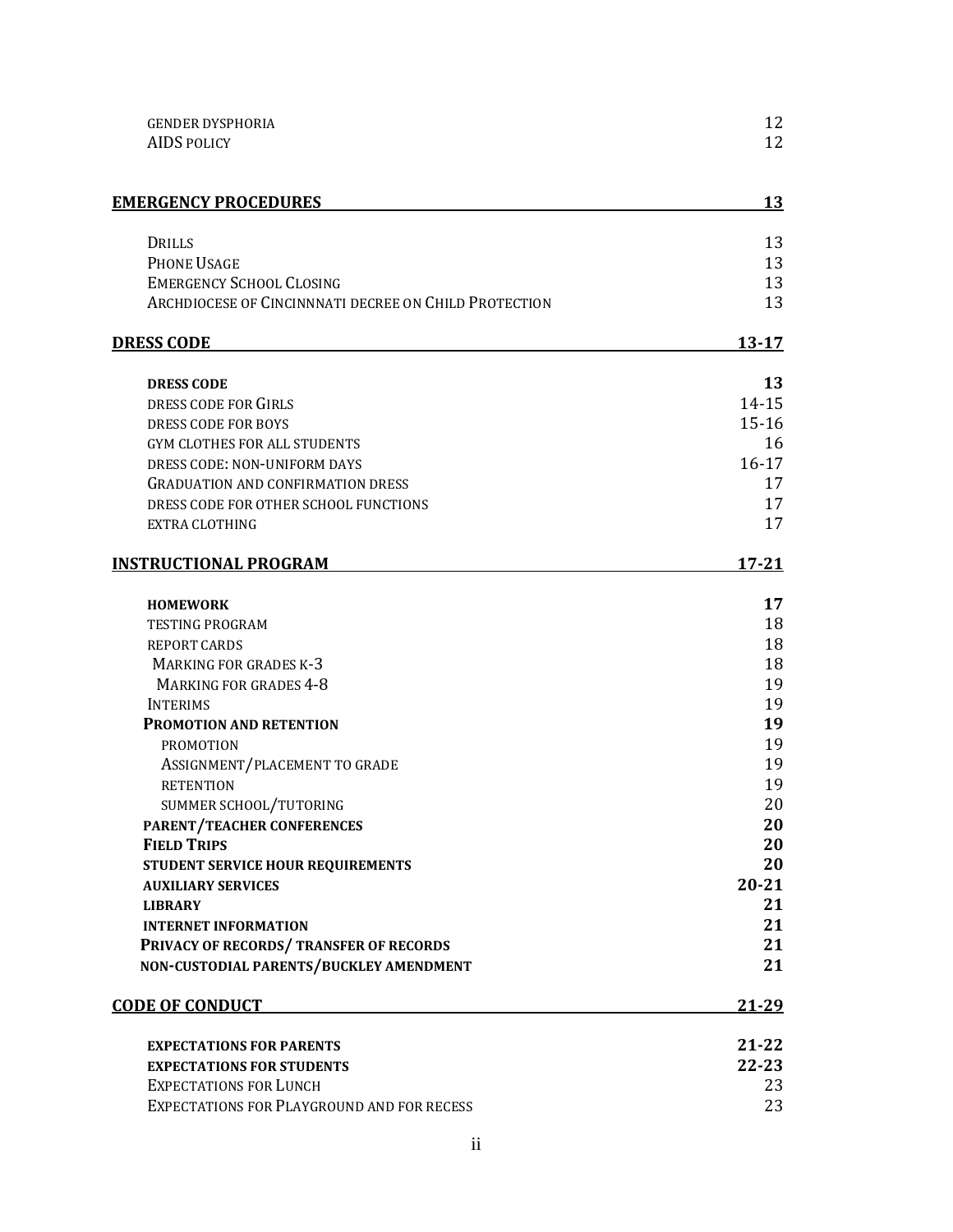| | |
|---|---|
| GENDER DYSPHORIA | 12 |
| AIDS POLICY | 12 |
| **EMERGENCY PROCEDURES** | **13** |
| DRILLS | 13 |
| PHONE USAGE | 13 |
| EMERGENCY SCHOOL CLOSING | 13 |
| ARCHDIOCESE OF CINCINNNATI DECREE ON CHILD PROTECTION | 13 |
| **DRESS CODE** | **13-17** |
| **DRESS CODE** | **13** |
| DRESS CODE FOR GIRLS | 14-15 |
| DRESS CODE FOR BOYS | 15-16 |
| GYM CLOTHES FOR ALL STUDENTS | 16 |
| DRESS CODE: NON-UNIFORM DAYS | 16-17 |
| GRADUATION AND CONFIRMATION DRESS | 17 |
| DRESS CODE FOR OTHER SCHOOL FUNCTIONS | 17 |
| EXTRA CLOTHING | 17 |
| **INSTRUCTIONAL PROGRAM** | **17-21** |
| **HOMEWORK** | **17** |
| TESTING PROGRAM | 18 |
| REPORT CARDS | 18 |
| MARKING FOR GRADES K-3 | 18 |
| MARKING FOR GRADES 4-8 | 19 |
| INTERIMS | 19 |
| **PROMOTION AND RETENTION** | **19** |
| PROMOTION | 19 |
| ASSIGNMENT/PLACEMENT TO GRADE | 19 |
| RETENTION | 19 |
| SUMMER SCHOOL/TUTORING | 20 |
| **PARENT/TEACHER CONFERENCES** | **20** |
| **FIELD TRIPS** | **20** |
| **STUDENT SERVICE HOUR REQUIREMENTS** | **20** |
| **AUXILIARY SERVICES** | **20-21** |
| **LIBRARY** | **21** |
| **INTERNET INFORMATION** | **21** |
| **PRIVACY OF RECORDS/ TRANSFER OF RECORDS** | **21** |
| **NON-CUSTODIAL PARENTS/BUCKLEY AMENDMENT** | **21** |
| **CODE OF CONDUCT** | **21-29** |
| **EXPECTATIONS FOR PARENTS** | **21-22** |
| **EXPECTATIONS FOR STUDENTS** | **22-23** |
| EXPECTATIONS FOR LUNCH | 23 |
| EXPECTATIONS FOR PLAYGROUND AND FOR RECESS | 23 |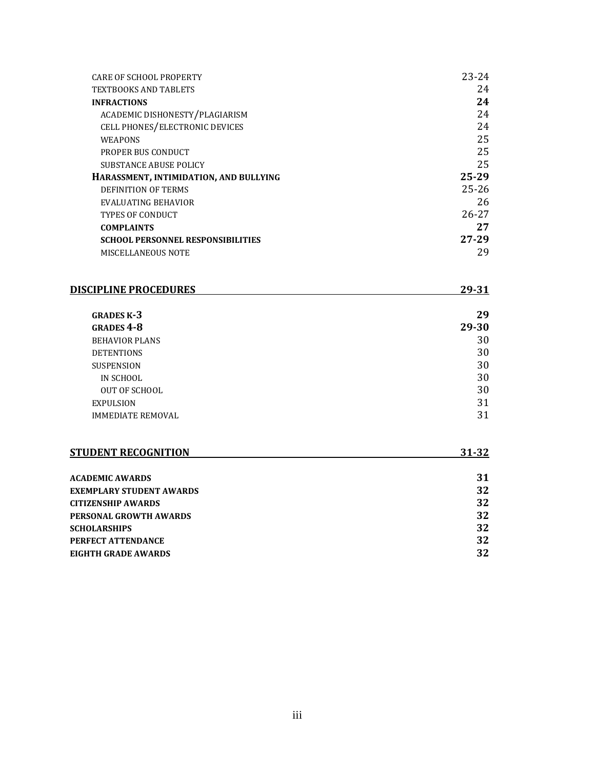| | |
|---|---|
| CARE OF SCHOOL PROPERTY | 23-24 |
| TEXTBOOKS AND TABLETS | 24 |
| **INFRACTIONS** | **24** |
| ACADEMIC DISHONESTY/PLAGIARISM | 24 |
| CELL PHONES/ELECTRONIC DEVICES | 24 |
| WEAPONS | 25 |
| PROPER BUS CONDUCT | 25 |
| SUBSTANCE ABUSE POLICY | 25 |
| **HARASSMENT, INTIMIDATION, AND BULLYING** | **25-29** |
| DEFINITION OF TERMS | 25-26 |
| EVALUATING BEHAVIOR | 26 |
| TYPES OF CONDUCT | 26-27 |
| **COMPLAINTS** | **27** |
| **SCHOOL PERSONNEL RESPONSIBILITIES** | **27-29** |
| MISCELLANEOUS NOTE | 29 |

## DISCIPLINE PROCEDURES 29-31

| | |
|---|---|
| **GRADES K-3** | **29** |
| **GRADES 4-8** | **29-30** |
| BEHAVIOR PLANS | 30 |
| DETENTIONS | 30 |
| SUSPENSION | 30 |
| IN SCHOOL | 30 |
| OUT OF SCHOOL | 30 |
| EXPULSION | 31 |
| IMMEDIATE REMOVAL | 31 |

## STUDENT RECOGNITION 31-32

| | |
|---|---|
| **ACADEMIC AWARDS** | **31** |
| **EXEMPLARY STUDENT AWARDS** | **32** |
| **CITIZENSHIP AWARDS** | **32** |
| **PERSONAL GROWTH AWARDS** | **32** |
| **SCHOLARSHIPS** | **32** |
| **PERFECT ATTENDANCE** | **32** |
| **EIGHTH GRADE AWARDS** | **32** |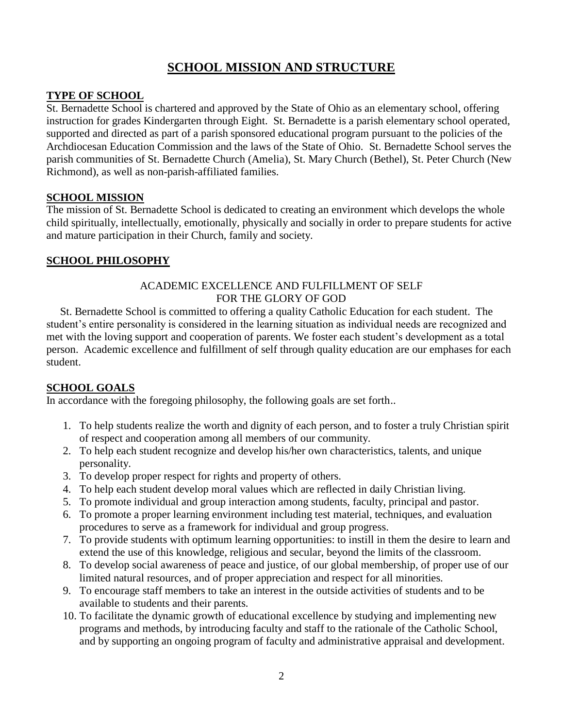# SCHOOL MISSION AND STRUCTURE

## TYPE OF SCHOOL

St. Bernadette School is chartered and approved by the State of Ohio as an elementary school, offering instruction for grades Kindergarten through Eight. St. Bernadette is a parish elementary school operated, supported and directed as part of a parish sponsored educational program pursuant to the policies of the Archdiocesan Education Commission and the laws of the State of Ohio. St. Bernadette School serves the parish communities of St. Bernadette Church (Amelia), St. Mary Church (Bethel), St. Peter Church (New Richmond), as well as non-parish-affiliated families.

## SCHOOL MISSION

The mission of St. Bernadette School is dedicated to creating an environment which develops the whole child spiritually, intellectually, emotionally, physically and socially in order to prepare students for active and mature participation in their Church, family and society.

## SCHOOL PHILOSOPHY

ACADEMIC EXCELLENCE AND FULFILLMENT OF SELF
FOR THE GLORY OF GOD

St. Bernadette School is committed to offering a quality Catholic Education for each student. The student's entire personality is considered in the learning situation as individual needs are recognized and met with the loving support and cooperation of parents. We foster each student's development as a total person. Academic excellence and fulfillment of self through quality education are our emphases for each student.

## SCHOOL GOALS

In accordance with the foregoing philosophy, the following goals are set forth..

1. To help students realize the worth and dignity of each person, and to foster a truly Christian spirit of respect and cooperation among all members of our community.
2. To help each student recognize and develop his/her own characteristics, talents, and unique personality.
3. To develop proper respect for rights and property of others.
4. To help each student develop moral values which are reflected in daily Christian living.
5. To promote individual and group interaction among students, faculty, principal and pastor.
6. To promote a proper learning environment including test material, techniques, and evaluation procedures to serve as a framework for individual and group progress.
7. To provide students with optimum learning opportunities: to instill in them the desire to learn and extend the use of this knowledge, religious and secular, beyond the limits of the classroom.
8. To develop social awareness of peace and justice, of our global membership, of proper use of our limited natural resources, and of proper appreciation and respect for all minorities.
9. To encourage staff members to take an interest in the outside activities of students and to be available to students and their parents.
10. To facilitate the dynamic growth of educational excellence by studying and implementing new programs and methods, by introducing faculty and staff to the rationale of the Catholic School, and by supporting an ongoing program of faculty and administrative appraisal and development.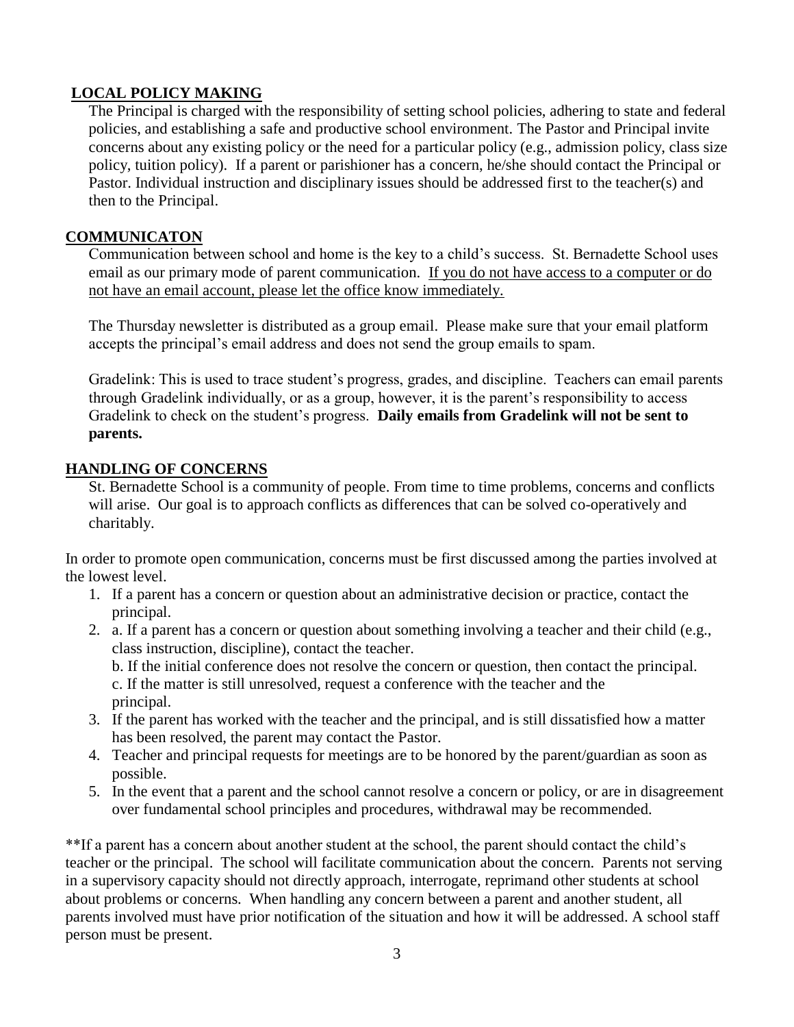## **LOCAL POLICY MAKING**

The Principal is charged with the responsibility of setting school policies, adhering to state and federal policies, and establishing a safe and productive school environment. The Pastor and Principal invite concerns about any existing policy or the need for a particular policy (e.g., admission policy, class size policy, tuition policy). If a parent or parishioner has a concern, he/she should contact the Principal or Pastor. Individual instruction and disciplinary issues should be addressed first to the teacher(s) and then to the Principal.

## **COMMUNICATON**

Communication between school and home is the key to a child's success. St. Bernadette School uses email as our primary mode of parent communication. If you do not have access to a computer or do not have an email account, please let the office know immediately.

The Thursday newsletter is distributed as a group email. Please make sure that your email platform accepts the principal's email address and does not send the group emails to spam.

Gradelink: This is used to trace student's progress, grades, and discipline. Teachers can email parents through Gradelink individually, or as a group, however, it is the parent's responsibility to access Gradelink to check on the student's progress. **Daily emails from Gradelink will not be sent to parents.**

## **HANDLING OF CONCERNS**

St. Bernadette School is a community of people. From time to time problems, concerns and conflicts will arise. Our goal is to approach conflicts as differences that can be solved co-operatively and charitably.

In order to promote open communication, concerns must be first discussed among the parties involved at the lowest level.

1. If a parent has a concern or question about an administrative decision or practice, contact the principal.
2. a. If a parent has a concern or question about something involving a teacher and their child (e.g., class instruction, discipline), contact the teacher.
   b. If the initial conference does not resolve the concern or question, then contact the principal.
   c. If the matter is still unresolved, request a conference with the teacher and the principal.
3. If the parent has worked with the teacher and the principal, and is still dissatisfied how a matter has been resolved, the parent may contact the Pastor.
4. Teacher and principal requests for meetings are to be honored by the parent/guardian as soon as possible.
5. In the event that a parent and the school cannot resolve a concern or policy, or are in disagreement over fundamental school principles and procedures, withdrawal may be recommended.

**If a parent has a concern about another student at the school, the parent should contact the child's teacher or the principal. The school will facilitate communication about the concern. Parents not serving in a supervisory capacity should not directly approach, interrogate, reprimand other students at school about problems or concerns. When handling any concern between a parent and another student, all parents involved must have prior notification of the situation and how it will be addressed. A school staff person must be present.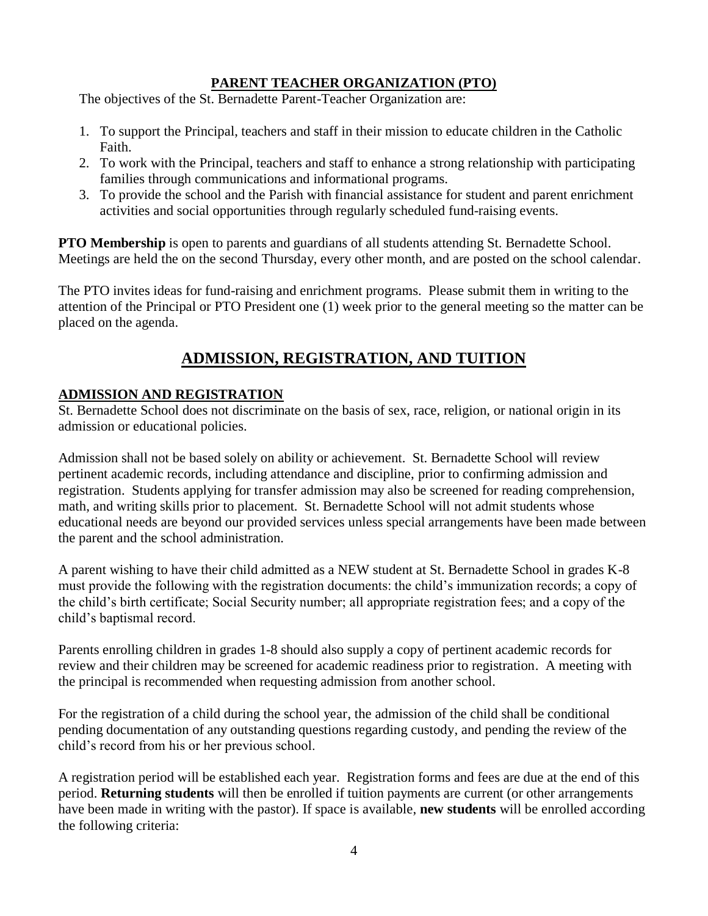### PARENT TEACHER ORGANIZATION (PTO)

The objectives of the St. Bernadette Parent-Teacher Organization are:

1. To support the Principal, teachers and staff in their mission to educate children in the Catholic Faith.
2. To work with the Principal, teachers and staff to enhance a strong relationship with participating families through communications and informational programs.
3. To provide the school and the Parish with financial assistance for student and parent enrichment activities and social opportunities through regularly scheduled fund-raising events.

**PTO Membership** is open to parents and guardians of all students attending St. Bernadette School. Meetings are held the on the second Thursday, every other month, and are posted on the school calendar.

The PTO invites ideas for fund-raising and enrichment programs. Please submit them in writing to the attention of the Principal or PTO President one (1) week prior to the general meeting so the matter can be placed on the agenda.

## ADMISSION, REGISTRATION, AND TUITION

### ADMISSION AND REGISTRATION

St. Bernadette School does not discriminate on the basis of sex, race, religion, or national origin in its admission or educational policies.

Admission shall not be based solely on ability or achievement. St. Bernadette School will review pertinent academic records, including attendance and discipline, prior to confirming admission and registration. Students applying for transfer admission may also be screened for reading comprehension, math, and writing skills prior to placement. St. Bernadette School will not admit students whose educational needs are beyond our provided services unless special arrangements have been made between the parent and the school administration.

A parent wishing to have their child admitted as a NEW student at St. Bernadette School in grades K-8 must provide the following with the registration documents: the child's immunization records; a copy of the child's birth certificate; Social Security number; all appropriate registration fees; and a copy of the child's baptismal record.

Parents enrolling children in grades 1-8 should also supply a copy of pertinent academic records for review and their children may be screened for academic readiness prior to registration. A meeting with the principal is recommended when requesting admission from another school.

For the registration of a child during the school year, the admission of the child shall be conditional pending documentation of any outstanding questions regarding custody, and pending the review of the child's record from his or her previous school.

A registration period will be established each year. Registration forms and fees are due at the end of this period. **Returning students** will then be enrolled if tuition payments are current (or other arrangements have been made in writing with the pastor). If space is available, **new students** will be enrolled according the following criteria: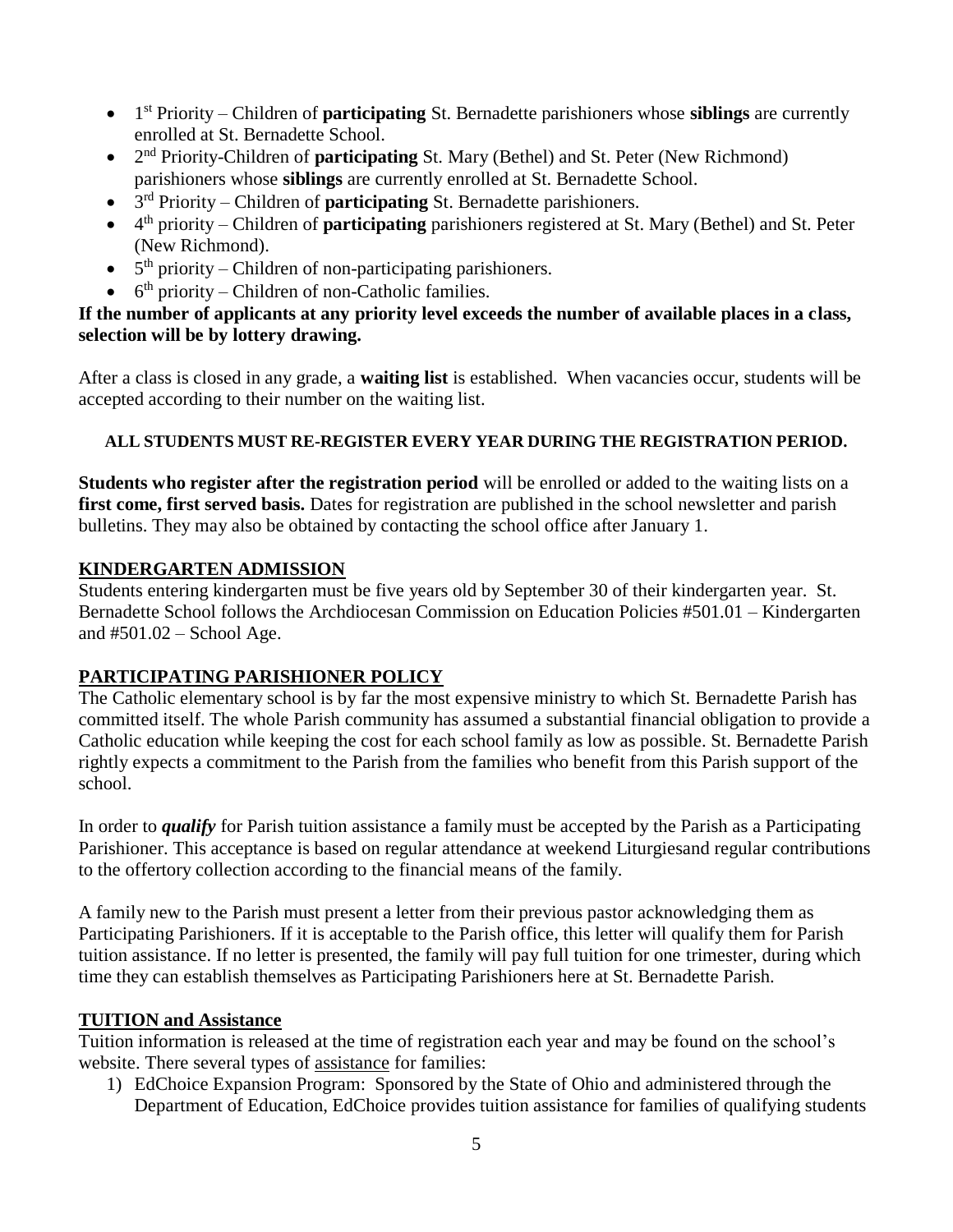- 1st Priority – Children of **participating** St. Bernadette parishioners whose **siblings** are currently enrolled at St. Bernadette School.
- 2nd Priority-Children of **participating** St. Mary (Bethel) and St. Peter (New Richmond) parishioners whose **siblings** are currently enrolled at St. Bernadette School.
- 3rd Priority – Children of **participating** St. Bernadette parishioners.
- 4th priority – Children of **participating** parishioners registered at St. Mary (Bethel) and St. Peter (New Richmond).
- 5th priority – Children of non-participating parishioners.
- 6th priority – Children of non-Catholic families.

**If the number of applicants at any priority level exceeds the number of available places in a class, selection will be by lottery drawing.**

After a class is closed in any grade, a **waiting list** is established. When vacancies occur, students will be accepted according to their number on the waiting list.

**ALL STUDENTS MUST RE-REGISTER EVERY YEAR DURING THE REGISTRATION PERIOD.**

**Students who register after the registration period** will be enrolled or added to the waiting lists on a **first come, first served basis.** Dates for registration are published in the school newsletter and parish bulletins. They may also be obtained by contacting the school office after January 1.

## KINDERGARTEN ADMISSION

Students entering kindergarten must be five years old by September 30 of their kindergarten year. St. Bernadette School follows the Archdiocesan Commission on Education Policies #501.01 – Kindergarten and #501.02 – School Age.

## PARTICIPATING PARISHIONER POLICY

The Catholic elementary school is by far the most expensive ministry to which St. Bernadette Parish has committed itself. The whole Parish community has assumed a substantial financial obligation to provide a Catholic education while keeping the cost for each school family as low as possible. St. Bernadette Parish rightly expects a commitment to the Parish from the families who benefit from this Parish support of the school.

In order to ***qualify*** for Parish tuition assistance a family must be accepted by the Parish as a Participating Parishioner. This acceptance is based on regular attendance at weekend Liturgiesand regular contributions to the offertory collection according to the financial means of the family.

A family new to the Parish must present a letter from their previous pastor acknowledging them as Participating Parishioners. If it is acceptable to the Parish office, this letter will qualify them for Parish tuition assistance. If no letter is presented, the family will pay full tuition for one trimester, during which time they can establish themselves as Participating Parishioners here at St. Bernadette Parish.

## TUITION and Assistance

Tuition information is released at the time of registration each year and may be found on the school's website. There several types of assistance for families:

1) EdChoice Expansion Program: Sponsored by the State of Ohio and administered through the Department of Education, EdChoice provides tuition assistance for families of qualifying students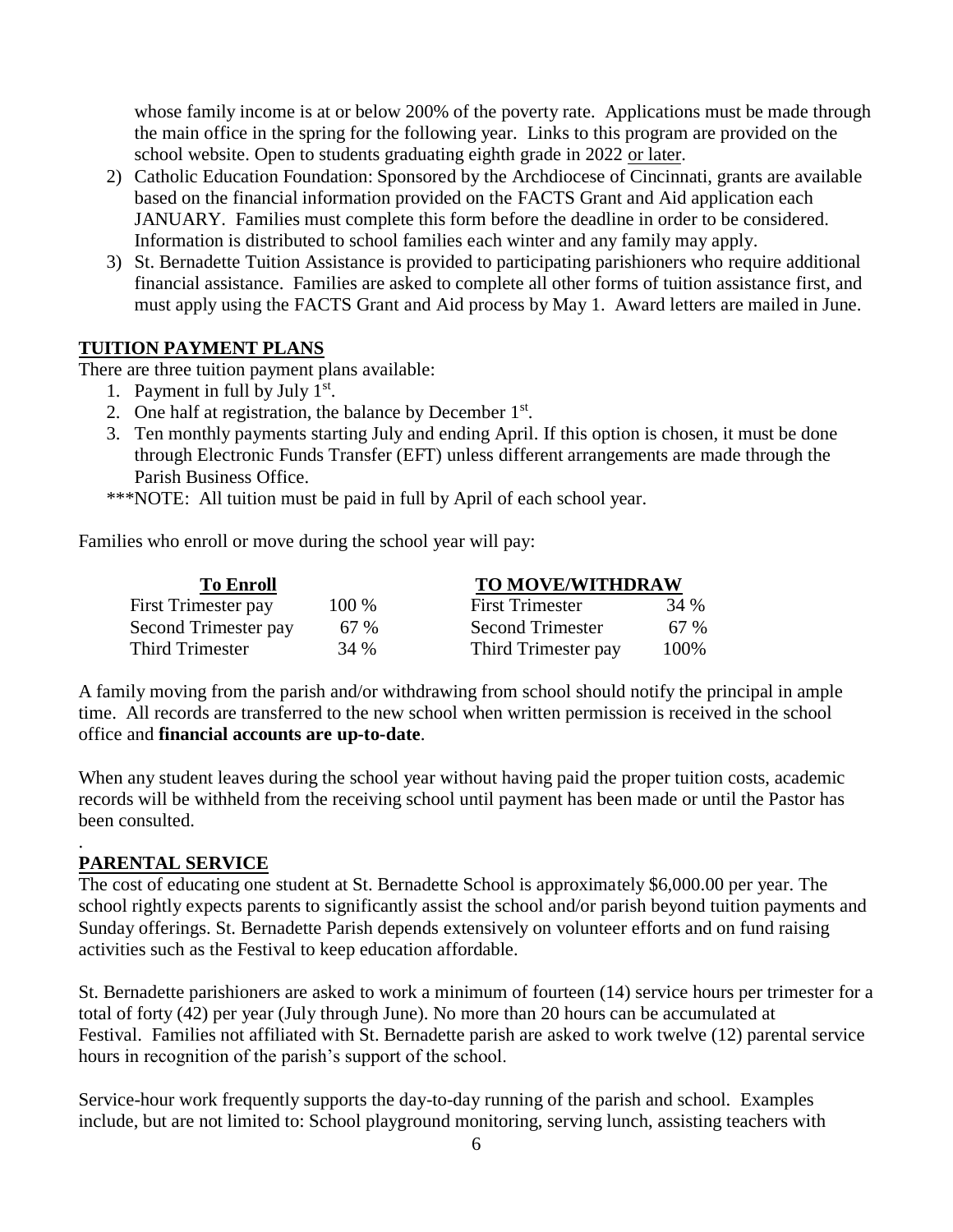whose family income is at or below 200% of the poverty rate. Applications must be made through the main office in the spring for the following year. Links to this program are provided on the school website. Open to students graduating eighth grade in 2022 or later.

2) Catholic Education Foundation: Sponsored by the Archdiocese of Cincinnati, grants are available based on the financial information provided on the FACTS Grant and Aid application each JANUARY. Families must complete this form before the deadline in order to be considered. Information is distributed to school families each winter and any family may apply.
3) St. Bernadette Tuition Assistance is provided to participating parishioners who require additional financial assistance. Families are asked to complete all other forms of tuition assistance first, and must apply using the FACTS Grant and Aid process by May 1. Award letters are mailed in June.

## TUITION PAYMENT PLANS

There are three tuition payment plans available:

1. Payment in full by July 1st.
2. One half at registration, the balance by December 1st.
3. Ten monthly payments starting July and ending April. If this option is chosen, it must be done through Electronic Funds Transfer (EFT) unless different arrangements are made through the Parish Business Office.

***NOTE: All tuition must be paid in full by April of each school year.

Families who enroll or move during the school year will pay:

| To Enroll | | TO MOVE/WITHDRAW | |
|---|---|---|---|
| First Trimester pay | 100 % | First Trimester | 34 % |
| Second Trimester pay | 67 % | Second Trimester | 67 % |
| Third Trimester | 34 % | Third Trimester pay | 100% |

A family moving from the parish and/or withdrawing from school should notify the principal in ample time. All records are transferred to the new school when written permission is received in the school office and **financial accounts are up-to-date**.

When any student leaves during the school year without having paid the proper tuition costs, academic records will be withheld from the receiving school until payment has been made or until the Pastor has been consulted.

## PARENTAL SERVICE

The cost of educating one student at St. Bernadette School is approximately $6,000.00 per year. The school rightly expects parents to significantly assist the school and/or parish beyond tuition payments and Sunday offerings. St. Bernadette Parish depends extensively on volunteer efforts and on fund raising activities such as the Festival to keep education affordable.

St. Bernadette parishioners are asked to work a minimum of fourteen (14) service hours per trimester for a total of forty (42) per year (July through June). No more than 20 hours can be accumulated at Festival. Families not affiliated with St. Bernadette parish are asked to work twelve (12) parental service hours in recognition of the parish's support of the school.

Service-hour work frequently supports the day-to-day running of the parish and school. Examples include, but are not limited to: School playground monitoring, serving lunch, assisting teachers with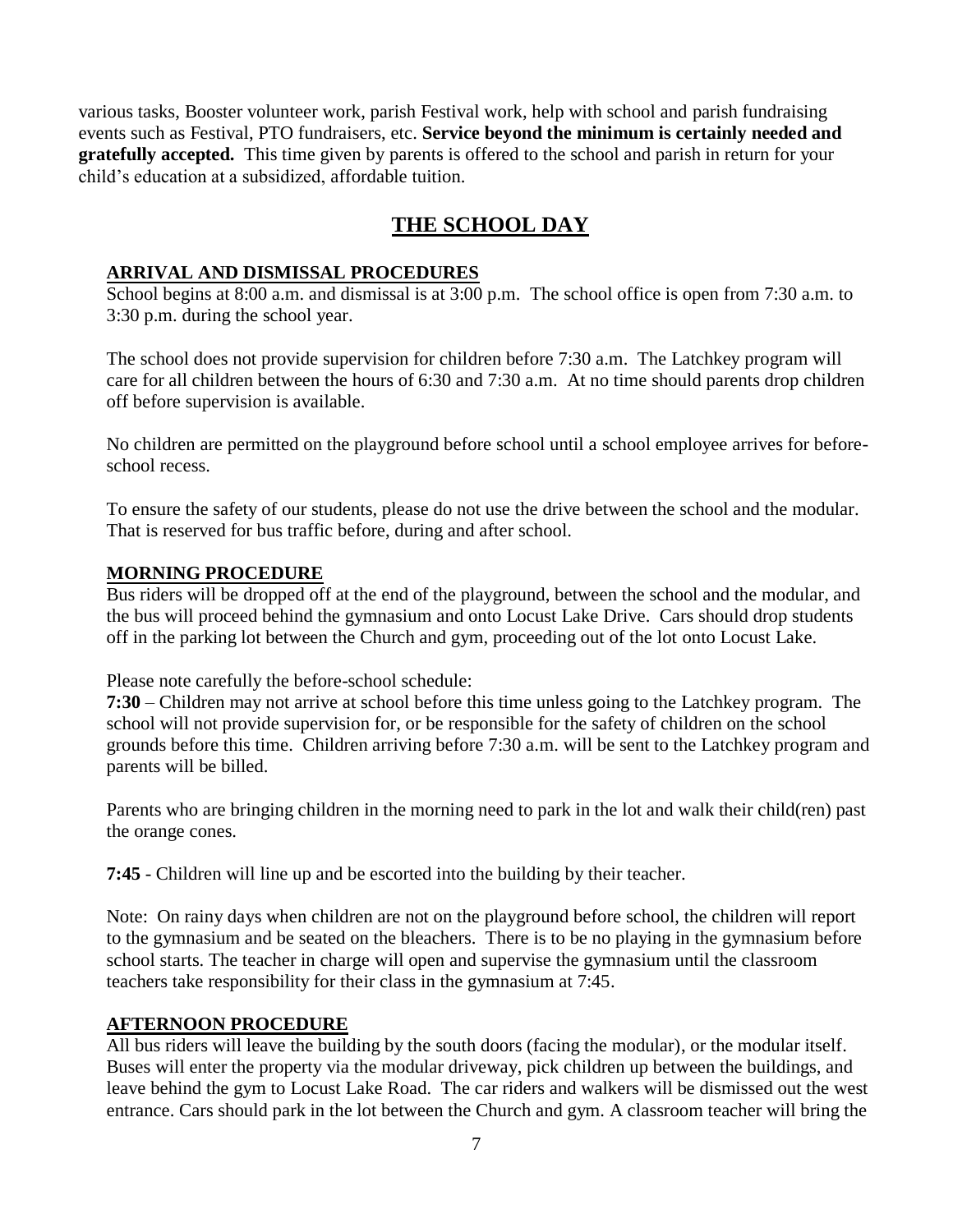various tasks, Booster volunteer work, parish Festival work, help with school and parish fundraising events such as Festival, PTO fundraisers, etc. **Service beyond the minimum is certainly needed and gratefully accepted.** This time given by parents is offered to the school and parish in return for your child's education at a subsidized, affordable tuition.

# THE SCHOOL DAY

## ARRIVAL AND DISMISSAL PROCEDURES

School begins at 8:00 a.m. and dismissal is at 3:00 p.m. The school office is open from 7:30 a.m. to 3:30 p.m. during the school year.

The school does not provide supervision for children before 7:30 a.m. The Latchkey program will care for all children between the hours of 6:30 and 7:30 a.m. At no time should parents drop children off before supervision is available.

No children are permitted on the playground before school until a school employee arrives for before-school recess.

To ensure the safety of our students, please do not use the drive between the school and the modular. That is reserved for bus traffic before, during and after school.

## MORNING PROCEDURE

Bus riders will be dropped off at the end of the playground, between the school and the modular, and the bus will proceed behind the gymnasium and onto Locust Lake Drive. Cars should drop students off in the parking lot between the Church and gym, proceeding out of the lot onto Locust Lake.

Please note carefully the before-school schedule:

**7:30** – Children may not arrive at school before this time unless going to the Latchkey program. The school will not provide supervision for, or be responsible for the safety of children on the school grounds before this time. Children arriving before 7:30 a.m. will be sent to the Latchkey program and parents will be billed.

Parents who are bringing children in the morning need to park in the lot and walk their child(ren) past the orange cones.

**7:45** - Children will line up and be escorted into the building by their teacher.

Note: On rainy days when children are not on the playground before school, the children will report to the gymnasium and be seated on the bleachers. There is to be no playing in the gymnasium before school starts. The teacher in charge will open and supervise the gymnasium until the classroom teachers take responsibility for their class in the gymnasium at 7:45.

## AFTERNOON PROCEDURE

All bus riders will leave the building by the south doors (facing the modular), or the modular itself. Buses will enter the property via the modular driveway, pick children up between the buildings, and leave behind the gym to Locust Lake Road. The car riders and walkers will be dismissed out the west entrance. Cars should park in the lot between the Church and gym. A classroom teacher will bring the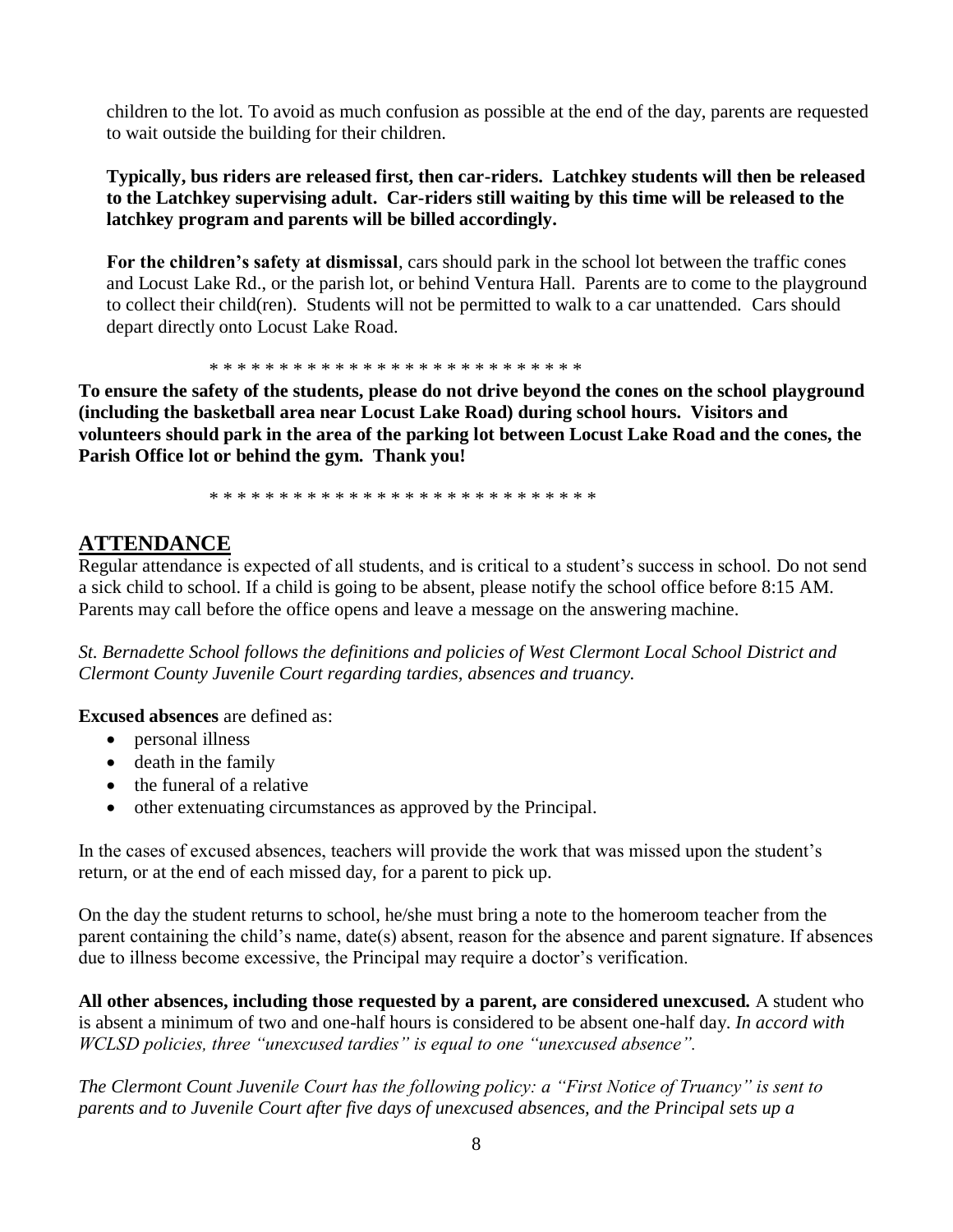children to the lot. To avoid as much confusion as possible at the end of the day, parents are requested to wait outside the building for their children.

**Typically, bus riders are released first, then car-riders. Latchkey students will then be released to the Latchkey supervising adult. Car-riders still waiting by this time will be released to the latchkey program and parents will be billed accordingly.**

**For the children's safety at dismissal**, cars should park in the school lot between the traffic cones and Locust Lake Rd., or the parish lot, or behind Ventura Hall. Parents are to come to the playground to collect their child(ren). Students will not be permitted to walk to a car unattended. Cars should depart directly onto Locust Lake Road.

* * * * * * * * * * * * * * * * * * * * * * * * * * *

**To ensure the safety of the students, please do not drive beyond the cones on the school playground (including the basketball area near Locust Lake Road) during school hours. Visitors and volunteers should park in the area of the parking lot between Locust Lake Road and the cones, the Parish Office lot or behind the gym. Thank you!**

* * * * * * * * * * * * * * * * * * * * * * * * * * * *

## ATTENDANCE

Regular attendance is expected of all students, and is critical to a student's success in school. Do not send a sick child to school. If a child is going to be absent, please notify the school office before 8:15 AM. Parents may call before the office opens and leave a message on the answering machine.

*St. Bernadette School follows the definitions and policies of West Clermont Local School District and Clermont County Juvenile Court regarding tardies, absences and truancy.*

**Excused absences** are defined as:

- personal illness
- death in the family
- the funeral of a relative
- other extenuating circumstances as approved by the Principal.

In the cases of excused absences, teachers will provide the work that was missed upon the student's return, or at the end of each missed day, for a parent to pick up.

On the day the student returns to school, he/she must bring a note to the homeroom teacher from the parent containing the child's name, date(s) absent, reason for the absence and parent signature. If absences due to illness become excessive, the Principal may require a doctor's verification.

**All other absences, including those requested by a parent, are considered unexcused.** A student who is absent a minimum of two and one-half hours is considered to be absent one-half day. *In accord with WCLSD policies, three "unexcused tardies" is equal to one "unexcused absence".*

*The Clermont Count Juvenile Court has the following policy: a "First Notice of Truancy" is sent to parents and to Juvenile Court after five days of unexcused absences, and the Principal sets up a*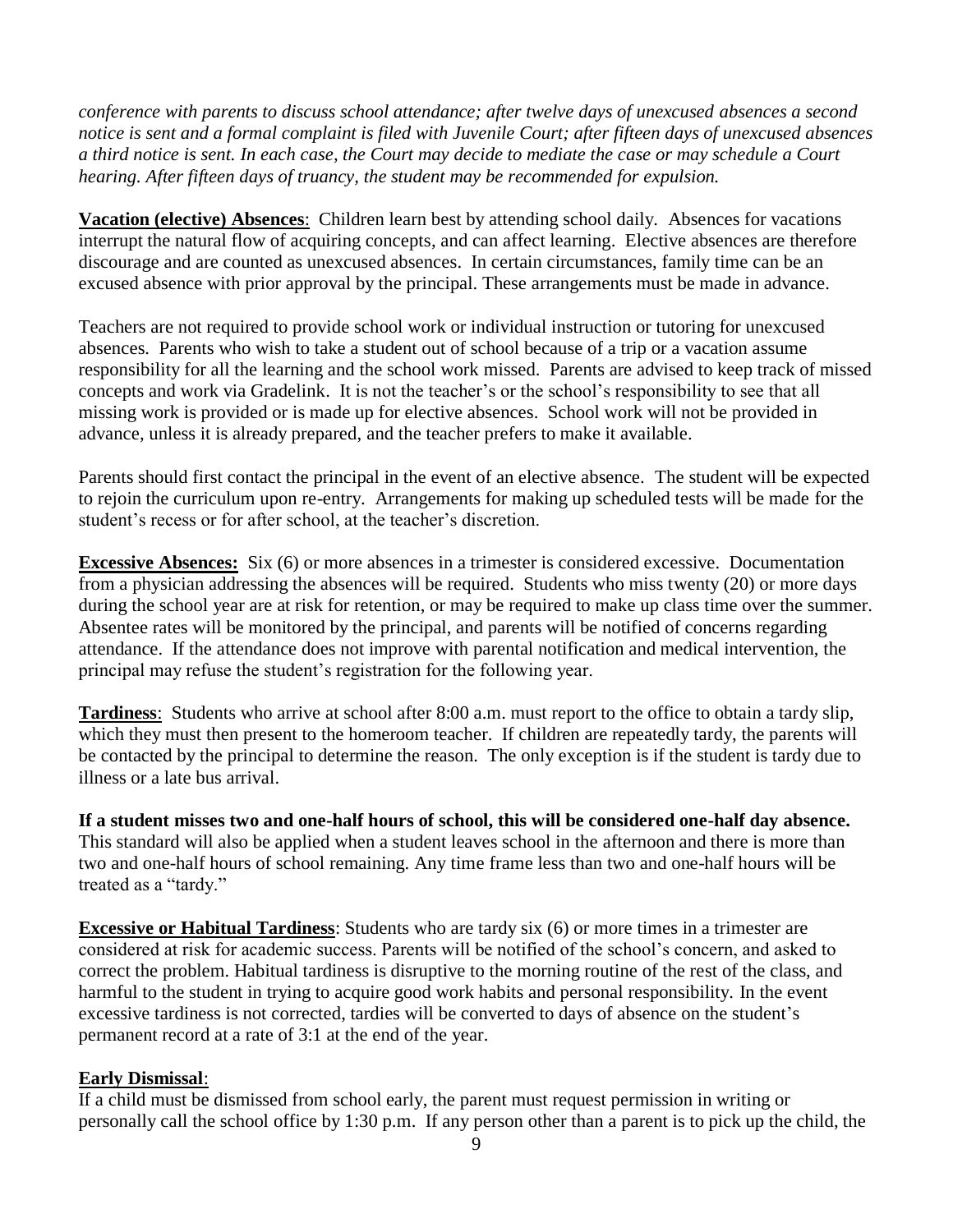*conference with parents to discuss school attendance; after twelve days of unexcused absences a second notice is sent and a formal complaint is filed with Juvenile Court; after fifteen days of unexcused absences a third notice is sent. In each case, the Court may decide to mediate the case or may schedule a Court hearing. After fifteen days of truancy, the student may be recommended for expulsion.*

**Vacation (elective) Absences**: Children learn best by attending school daily. Absences for vacations interrupt the natural flow of acquiring concepts, and can affect learning. Elective absences are therefore discourage and are counted as unexcused absences. In certain circumstances, family time can be an excused absence with prior approval by the principal. These arrangements must be made in advance.

Teachers are not required to provide school work or individual instruction or tutoring for unexcused absences. Parents who wish to take a student out of school because of a trip or a vacation assume responsibility for all the learning and the school work missed. Parents are advised to keep track of missed concepts and work via Gradelink. It is not the teacher's or the school's responsibility to see that all missing work is provided or is made up for elective absences. School work will not be provided in advance, unless it is already prepared, and the teacher prefers to make it available.

Parents should first contact the principal in the event of an elective absence. The student will be expected to rejoin the curriculum upon re-entry. Arrangements for making up scheduled tests will be made for the student's recess or for after school, at the teacher's discretion.

**Excessive Absences:** Six (6) or more absences in a trimester is considered excessive. Documentation from a physician addressing the absences will be required. Students who miss twenty (20) or more days during the school year are at risk for retention, or may be required to make up class time over the summer. Absentee rates will be monitored by the principal, and parents will be notified of concerns regarding attendance. If the attendance does not improve with parental notification and medical intervention, the principal may refuse the student's registration for the following year.

**Tardiness**: Students who arrive at school after 8:00 a.m. must report to the office to obtain a tardy slip, which they must then present to the homeroom teacher. If children are repeatedly tardy, the parents will be contacted by the principal to determine the reason. The only exception is if the student is tardy due to illness or a late bus arrival.

**If a student misses two and one-half hours of school, this will be considered one-half day absence.** This standard will also be applied when a student leaves school in the afternoon and there is more than two and one-half hours of school remaining. Any time frame less than two and one-half hours will be treated as a "tardy."

**Excessive or Habitual Tardiness**: Students who are tardy six (6) or more times in a trimester are considered at risk for academic success. Parents will be notified of the school's concern, and asked to correct the problem. Habitual tardiness is disruptive to the morning routine of the rest of the class, and harmful to the student in trying to acquire good work habits and personal responsibility. In the event excessive tardiness is not corrected, tardies will be converted to days of absence on the student's permanent record at a rate of 3:1 at the end of the year.

**Early Dismissal**:

If a child must be dismissed from school early, the parent must request permission in writing or personally call the school office by 1:30 p.m. If any person other than a parent is to pick up the child, the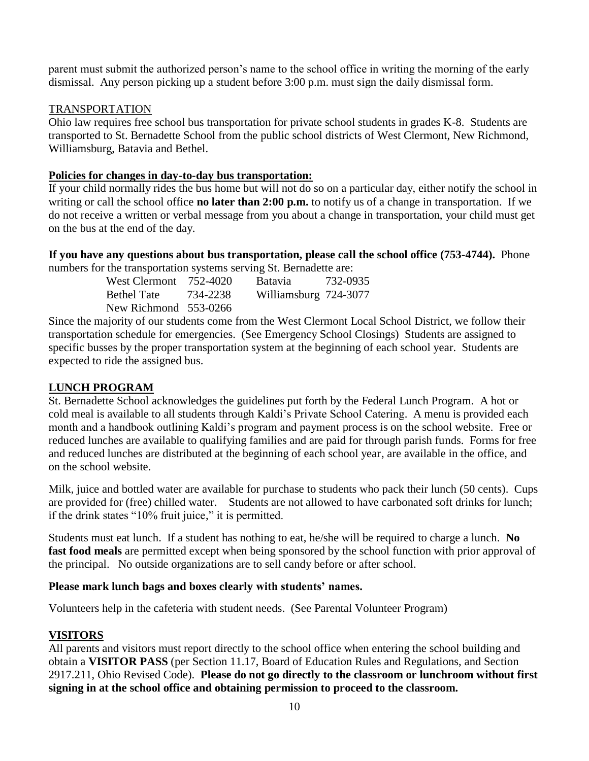parent must submit the authorized person's name to the school office in writing the morning of the early dismissal. Any person picking up a student before 3:00 p.m. must sign the daily dismissal form.

## TRANSPORTATION

Ohio law requires free school bus transportation for private school students in grades K-8. Students are transported to St. Bernadette School from the public school districts of West Clermont, New Richmond, Williamsburg, Batavia and Bethel.

**Policies for changes in day-to-day bus transportation:**

If your child normally rides the bus home but will not do so on a particular day, either notify the school in writing or call the school office **no later than 2:00 p.m.** to notify us of a change in transportation. If we do not receive a written or verbal message from you about a change in transportation, your child must get on the bus at the end of the day.

**If you have any questions about bus transportation, please call the school office (753-4744).** Phone numbers for the transportation systems serving St. Bernadette are:

| | | | |
|---|---|---|---|
| West Clermont | 752-4020 | Batavia | 732-0935 |
| Bethel Tate | 734-2238 | Williamsburg | 724-3077 |
| New Richmond | 553-0266 | | |

Since the majority of our students come from the West Clermont Local School District, we follow their transportation schedule for emergencies. (See Emergency School Closings) Students are assigned to specific busses by the proper transportation system at the beginning of each school year. Students are expected to ride the assigned bus.

## LUNCH PROGRAM

St. Bernadette School acknowledges the guidelines put forth by the Federal Lunch Program. A hot or cold meal is available to all students through Kaldi's Private School Catering. A menu is provided each month and a handbook outlining Kaldi's program and payment process is on the school website. Free or reduced lunches are available to qualifying families and are paid for through parish funds. Forms for free and reduced lunches are distributed at the beginning of each school year, are available in the office, and on the school website.

Milk, juice and bottled water are available for purchase to students who pack their lunch (50 cents). Cups are provided for (free) chilled water. Students are not allowed to have carbonated soft drinks for lunch; if the drink states "10% fruit juice," it is permitted.

Students must eat lunch. If a student has nothing to eat, he/she will be required to charge a lunch. **No fast food meals** are permitted except when being sponsored by the school function with prior approval of the principal. No outside organizations are to sell candy before or after school.

**Please mark lunch bags and boxes clearly with students' names.**

Volunteers help in the cafeteria with student needs. (See Parental Volunteer Program)

## VISITORS

All parents and visitors must report directly to the school office when entering the school building and obtain a **VISITOR PASS** (per Section 11.17, Board of Education Rules and Regulations, and Section 2917.211, Ohio Revised Code). **Please do not go directly to the classroom or lunchroom without first signing in at the school office and obtaining permission to proceed to the classroom.**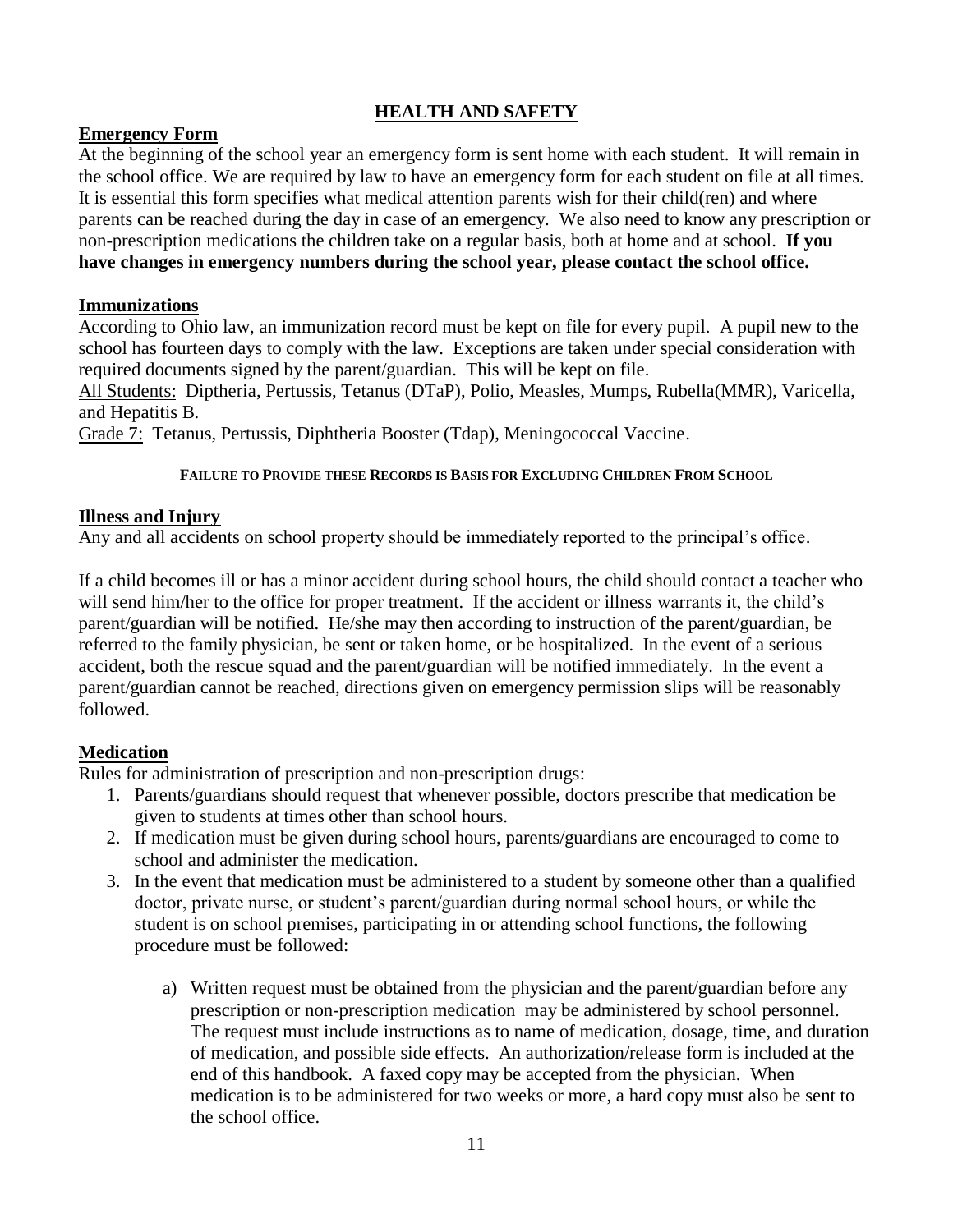## HEALTH AND SAFETY

### Emergency Form

At the beginning of the school year an emergency form is sent home with each student. It will remain in the school office. We are required by law to have an emergency form for each student on file at all times. It is essential this form specifies what medical attention parents wish for their child(ren) and where parents can be reached during the day in case of an emergency. We also need to know any prescription or non-prescription medications the children take on a regular basis, both at home and at school. **If you have changes in emergency numbers during the school year, please contact the school office.**

### Immunizations

According to Ohio law, an immunization record must be kept on file for every pupil. A pupil new to the school has fourteen days to comply with the law. Exceptions are taken under special consideration with required documents signed by the parent/guardian. This will be kept on file.

All Students: Diptheria, Pertussis, Tetanus (DTaP), Polio, Measles, Mumps, Rubella(MMR), Varicella, and Hepatitis B.

Grade 7: Tetanus, Pertussis, Diphtheria Booster (Tdap), Meningococcal Vaccine.

**FAILURE TO PROVIDE THESE RECORDS IS BASIS FOR EXCLUDING CHILDREN FROM SCHOOL**

### Illness and Injury

Any and all accidents on school property should be immediately reported to the principal's office.

If a child becomes ill or has a minor accident during school hours, the child should contact a teacher who will send him/her to the office for proper treatment. If the accident or illness warrants it, the child's parent/guardian will be notified. He/she may then according to instruction of the parent/guardian, be referred to the family physician, be sent or taken home, or be hospitalized. In the event of a serious accident, both the rescue squad and the parent/guardian will be notified immediately. In the event a parent/guardian cannot be reached, directions given on emergency permission slips will be reasonably followed.

### Medication

Rules for administration of prescription and non-prescription drugs:

1. Parents/guardians should request that whenever possible, doctors prescribe that medication be given to students at times other than school hours.
2. If medication must be given during school hours, parents/guardians are encouraged to come to school and administer the medication.
3. In the event that medication must be administered to a student by someone other than a qualified doctor, private nurse, or student's parent/guardian during normal school hours, or while the student is on school premises, participating in or attending school functions, the following procedure must be followed:

    a) Written request must be obtained from the physician and the parent/guardian before any prescription or non-prescription medication may be administered by school personnel. The request must include instructions as to name of medication, dosage, time, and duration of medication, and possible side effects. An authorization/release form is included at the end of this handbook. A faxed copy may be accepted from the physician. When medication is to be administered for two weeks or more, a hard copy must also be sent to the school office.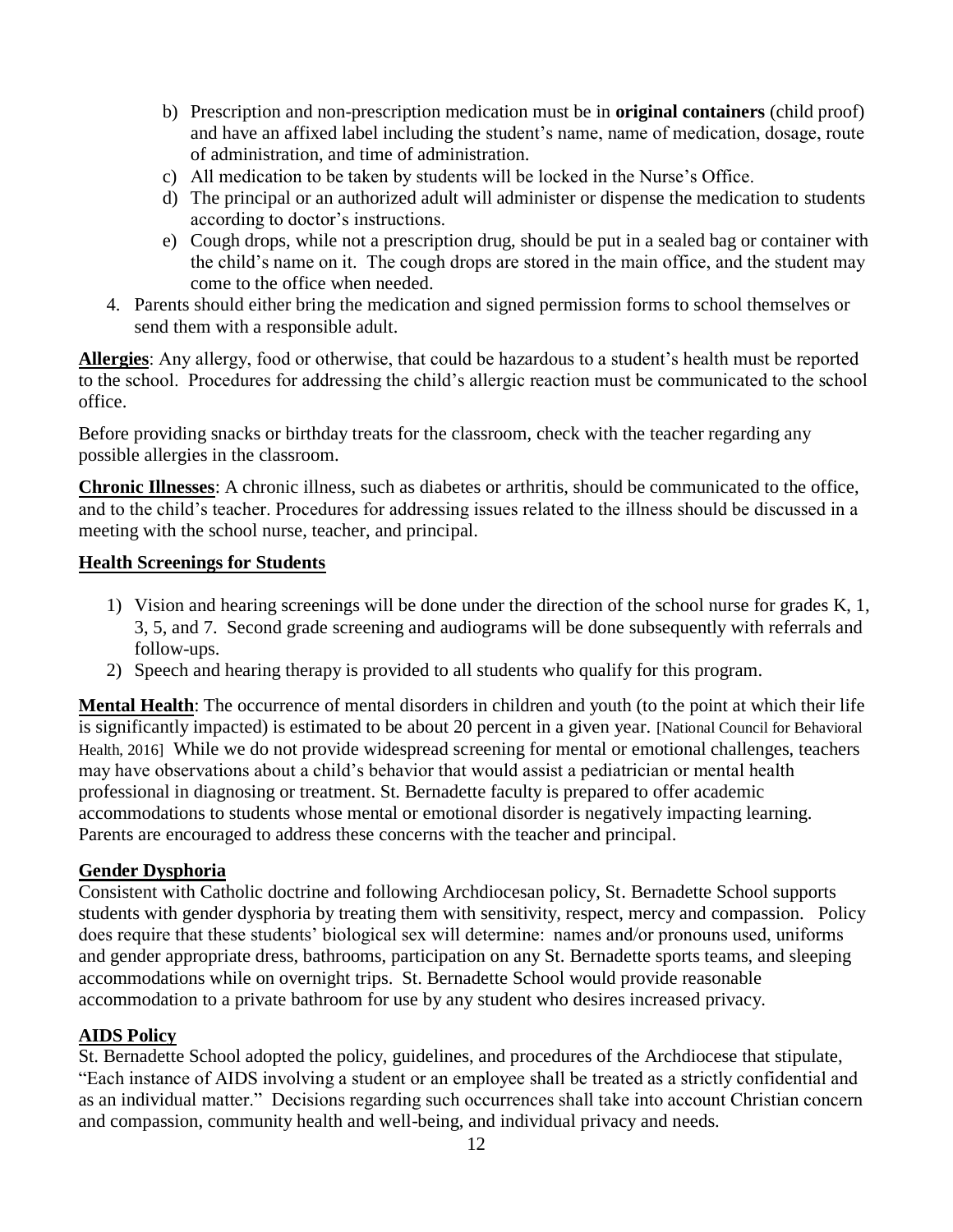b) Prescription and non-prescription medication must be in **original containers** (child proof) and have an affixed label including the student's name, name of medication, dosage, route of administration, and time of administration.
c) All medication to be taken by students will be locked in the Nurse's Office.
d) The principal or an authorized adult will administer or dispense the medication to students according to doctor's instructions.
e) Cough drops, while not a prescription drug, should be put in a sealed bag or container with the child's name on it. The cough drops are stored in the main office, and the student may come to the office when needed.

4. Parents should either bring the medication and signed permission forms to school themselves or send them with a responsible adult.

**Allergies**: Any allergy, food or otherwise, that could be hazardous to a student's health must be reported to the school. Procedures for addressing the child's allergic reaction must be communicated to the school office.

Before providing snacks or birthday treats for the classroom, check with the teacher regarding any possible allergies in the classroom.

**Chronic Illnesses**: A chronic illness, such as diabetes or arthritis, should be communicated to the office, and to the child's teacher. Procedures for addressing issues related to the illness should be discussed in a meeting with the school nurse, teacher, and principal.

## Health Screenings for Students

1) Vision and hearing screenings will be done under the direction of the school nurse for grades K, 1, 3, 5, and 7. Second grade screening and audiograms will be done subsequently with referrals and follow-ups.
2) Speech and hearing therapy is provided to all students who qualify for this program.

**Mental Health**: The occurrence of mental disorders in children and youth (to the point at which their life is significantly impacted) is estimated to be about 20 percent in a given year. [National Council for Behavioral Health, 2016] While we do not provide widespread screening for mental or emotional challenges, teachers may have observations about a child's behavior that would assist a pediatrician or mental health professional in diagnosing or treatment. St. Bernadette faculty is prepared to offer academic accommodations to students whose mental or emotional disorder is negatively impacting learning. Parents are encouraged to address these concerns with the teacher and principal.

## Gender Dysphoria

Consistent with Catholic doctrine and following Archdiocesan policy, St. Bernadette School supports students with gender dysphoria by treating them with sensitivity, respect, mercy and compassion. Policy does require that these students' biological sex will determine: names and/or pronouns used, uniforms and gender appropriate dress, bathrooms, participation on any St. Bernadette sports teams, and sleeping accommodations while on overnight trips. St. Bernadette School would provide reasonable accommodation to a private bathroom for use by any student who desires increased privacy.

## AIDS Policy

St. Bernadette School adopted the policy, guidelines, and procedures of the Archdiocese that stipulate, "Each instance of AIDS involving a student or an employee shall be treated as a strictly confidential and as an individual matter." Decisions regarding such occurrences shall take into account Christian concern and compassion, community health and well-being, and individual privacy and needs.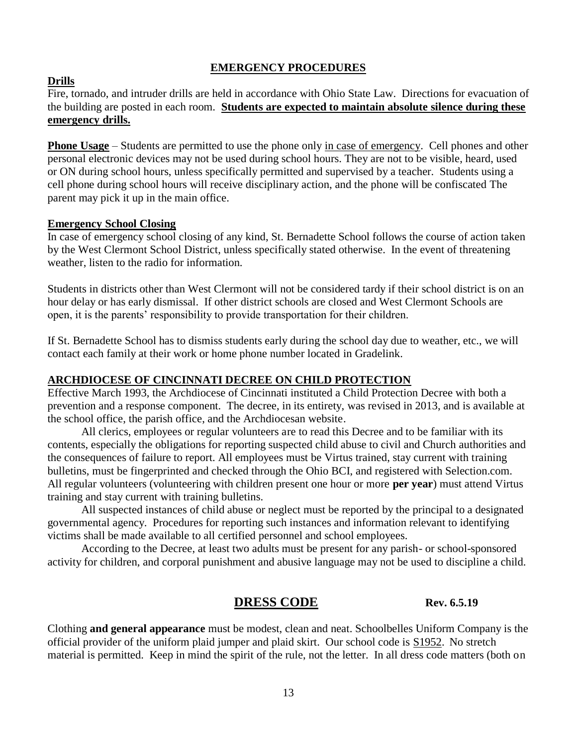## EMERGENCY PROCEDURES

**Drills**

Fire, tornado, and intruder drills are held in accordance with Ohio State Law. Directions for evacuation of the building are posted in each room. **Students are expected to maintain absolute silence during these emergency drills.**

**Phone Usage** – Students are permitted to use the phone only in case of emergency. Cell phones and other personal electronic devices may not be used during school hours. They are not to be visible, heard, used or ON during school hours, unless specifically permitted and supervised by a teacher. Students using a cell phone during school hours will receive disciplinary action, and the phone will be confiscated The parent may pick it up in the main office.

**Emergency School Closing**

In case of emergency school closing of any kind, St. Bernadette School follows the course of action taken by the West Clermont School District, unless specifically stated otherwise. In the event of threatening weather, listen to the radio for information.

Students in districts other than West Clermont will not be considered tardy if their school district is on an hour delay or has early dismissal. If other district schools are closed and West Clermont Schools are open, it is the parents' responsibility to provide transportation for their children.

If St. Bernadette School has to dismiss students early during the school day due to weather, etc., we will contact each family at their work or home phone number located in Gradelink.

**ARCHDIOCESE OF CINCINNATI DECREE ON CHILD PROTECTION**

Effective March 1993, the Archdiocese of Cincinnati instituted a Child Protection Decree with both a prevention and a response component. The decree, in its entirety, was revised in 2013, and is available at the school office, the parish office, and the Archdiocesan website.

All clerics, employees or regular volunteers are to read this Decree and to be familiar with its contents, especially the obligations for reporting suspected child abuse to civil and Church authorities and the consequences of failure to report. All employees must be Virtus trained, stay current with training bulletins, must be fingerprinted and checked through the Ohio BCI, and registered with Selection.com. All regular volunteers (volunteering with children present one hour or more **per year**) must attend Virtus training and stay current with training bulletins.

All suspected instances of child abuse or neglect must be reported by the principal to a designated governmental agency. Procedures for reporting such instances and information relevant to identifying victims shall be made available to all certified personnel and school employees.

According to the Decree, at least two adults must be present for any parish- or school-sponsored activity for children, and corporal punishment and abusive language may not be used to discipline a child.

## DRESS CODE **Rev. 6.5.19**

Clothing **and general appearance** must be modest, clean and neat. Schoolbelles Uniform Company is the official provider of the uniform plaid jumper and plaid skirt. Our school code is S1952. No stretch material is permitted. Keep in mind the spirit of the rule, not the letter. In all dress code matters (both on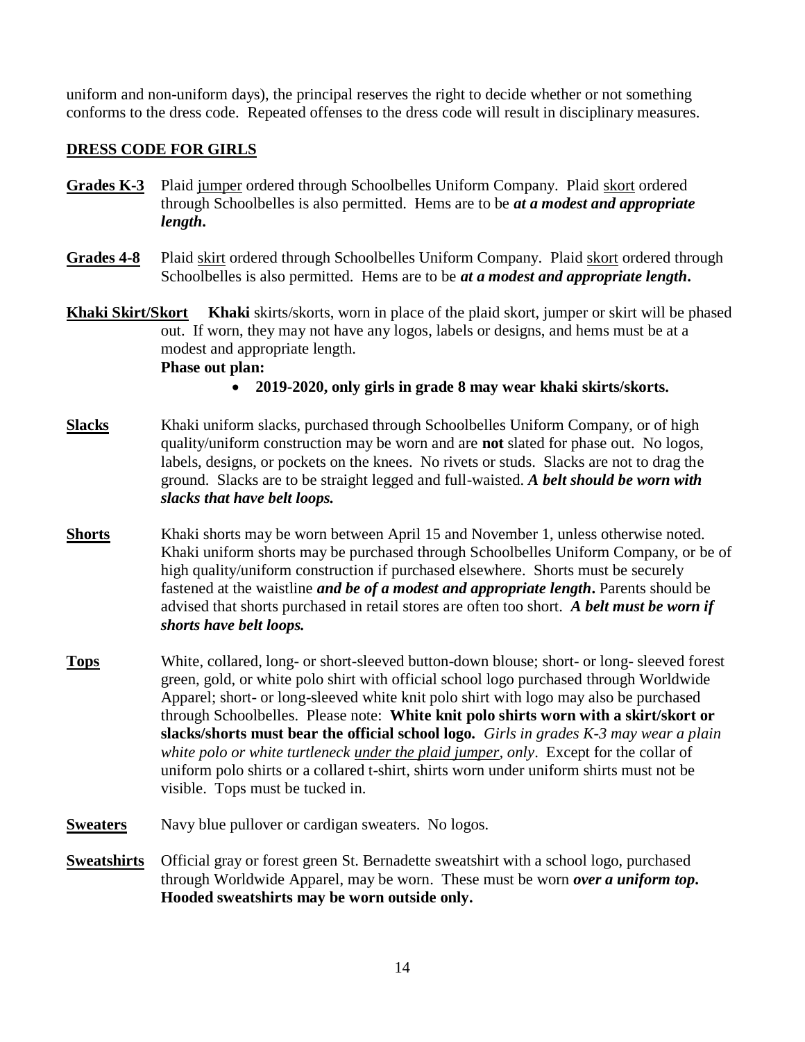uniform and non-uniform days), the principal reserves the right to decide whether or not something conforms to the dress code. Repeated offenses to the dress code will result in disciplinary measures.

## DRESS CODE FOR GIRLS

**Grades K-3** Plaid jumper ordered through Schoolbelles Uniform Company. Plaid skort ordered through Schoolbelles is also permitted. Hems are to be ***at a modest and appropriate length*.**

**Grades 4-8** Plaid skirt ordered through Schoolbelles Uniform Company. Plaid skort ordered through Schoolbelles is also permitted. Hems are to be ***at a modest and appropriate length*.**

**Khaki Skirt/Skort** **Khaki** skirts/skorts, worn in place of the plaid skort, jumper or skirt will be phased out. If worn, they may not have any logos, labels or designs, and hems must be at a modest and appropriate length.

**Phase out plan:**

- **2019-2020, only girls in grade 8 may wear khaki skirts/skorts.**

**Slacks** Khaki uniform slacks, purchased through Schoolbelles Uniform Company, or of high quality/uniform construction may be worn and are **not** slated for phase out. No logos, labels, designs, or pockets on the knees. No rivets or studs. Slacks are not to drag the ground. Slacks are to be straight legged and full-waisted. ***A belt should be worn with slacks that have belt loops.***

**Shorts** Khaki shorts may be worn between April 15 and November 1, unless otherwise noted. Khaki uniform shorts may be purchased through Schoolbelles Uniform Company, or be of high quality/uniform construction if purchased elsewhere. Shorts must be securely fastened at the waistline ***and be of a modest and appropriate length*.** Parents should be advised that shorts purchased in retail stores are often too short. ***A belt must be worn if shorts have belt loops.***

**Tops** White, collared, long- or short-sleeved button-down blouse; short- or long- sleeved forest green, gold, or white polo shirt with official school logo purchased through Worldwide Apparel; short- or long-sleeved white knit polo shirt with logo may also be purchased through Schoolbelles. Please note: **White knit polo shirts worn with a skirt/skort or slacks/shorts must bear the official school logo.** *Girls in grades K-3 may wear a plain white polo or white turtleneck under the plaid jumper, only*. Except for the collar of uniform polo shirts or a collared t-shirt, shirts worn under uniform shirts must not be visible. Tops must be tucked in.

**Sweaters** Navy blue pullover or cardigan sweaters. No logos.

**Sweatshirts** Official gray or forest green St. Bernadette sweatshirt with a school logo, purchased through Worldwide Apparel, may be worn. These must be worn ***over a uniform top*.** **Hooded sweatshirts may be worn outside only.**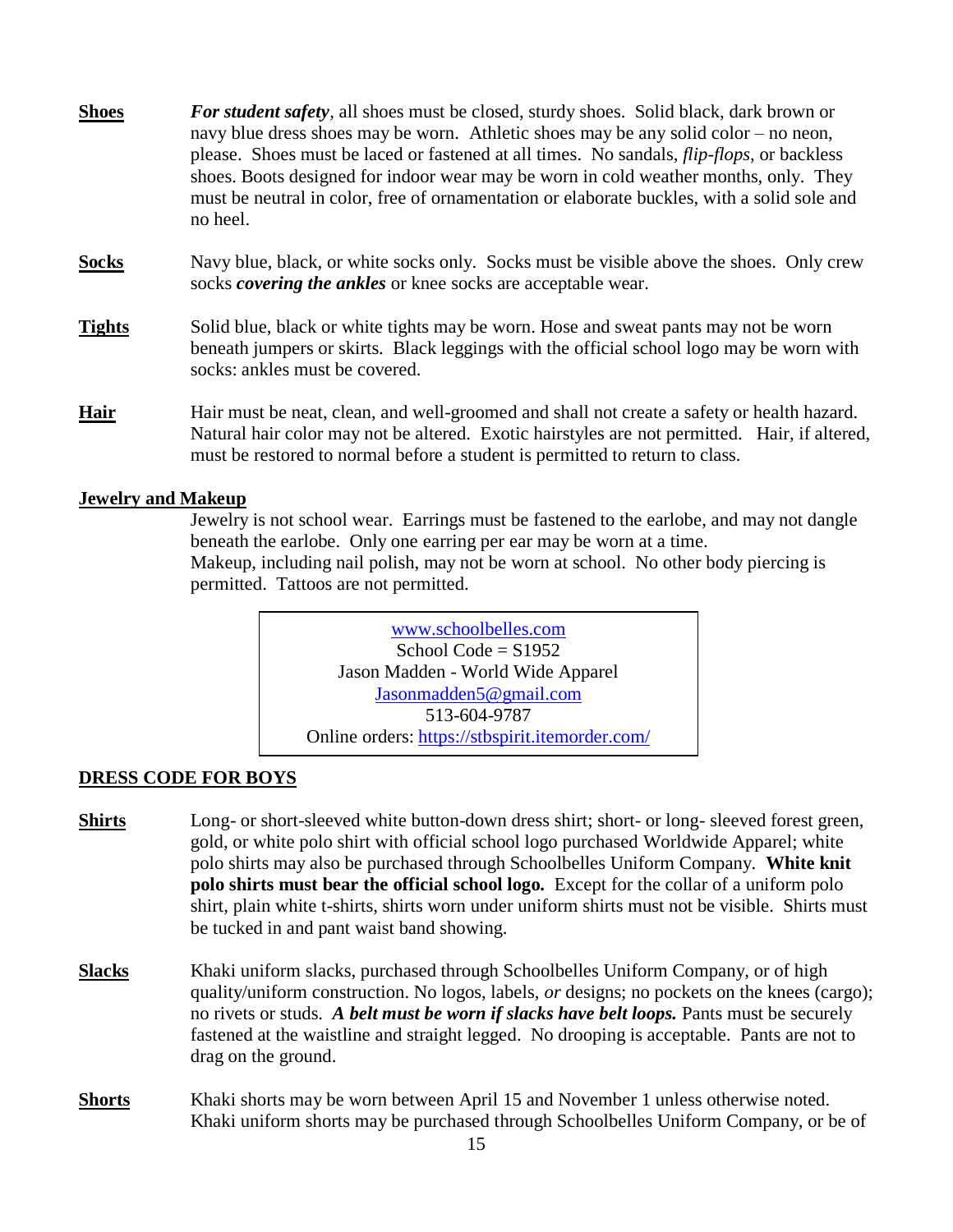**<u>Shoes</u>** ***For student safety***, all shoes must be closed, sturdy shoes. Solid black, dark brown or navy blue dress shoes may be worn. Athletic shoes may be any solid color – no neon, please. Shoes must be laced or fastened at all times. No sandals, *flip-flops*, or backless shoes. Boots designed for indoor wear may be worn in cold weather months, only. They must be neutral in color, free of ornamentation or elaborate buckles, with a solid sole and no heel.

**<u>Socks</u>** Navy blue, black, or white socks only. Socks must be visible above the shoes. Only crew socks ***covering the ankles*** or knee socks are acceptable wear.

**<u>Tights</u>** Solid blue, black or white tights may be worn. Hose and sweat pants may not be worn beneath jumpers or skirts. Black leggings with the official school logo may be worn with socks: ankles must be covered.

**<u>Hair</u>** Hair must be neat, clean, and well-groomed and shall not create a safety or health hazard. Natural hair color may not be altered. Exotic hairstyles are not permitted. Hair, if altered, must be restored to normal before a student is permitted to return to class.

**<u>Jewelry and Makeup</u>**

Jewelry is not school wear. Earrings must be fastened to the earlobe, and may not dangle beneath the earlobe. Only one earring per ear may be worn at a time.
Makeup, including nail polish, may not be worn at school. No other body piercing is permitted. Tattoos are not permitted.

> www.schoolbelles.com
> School Code = S1952
> Jason Madden - World Wide Apparel
> Jasonmadden5@gmail.com
> 513-604-9787
> Online orders: https://stbspirit.itemorder.com/

**<u>DRESS CODE FOR BOYS</u>**

**<u>Shirts</u>** Long- or short-sleeved white button-down dress shirt; short- or long- sleeved forest green, gold, or white polo shirt with official school logo purchased Worldwide Apparel; white polo shirts may also be purchased through Schoolbelles Uniform Company. **White knit polo shirts must bear the official school logo.** Except for the collar of a uniform polo shirt, plain white t-shirts, shirts worn under uniform shirts must not be visible. Shirts must be tucked in and pant waist band showing.

**<u>Slacks</u>** Khaki uniform slacks, purchased through Schoolbelles Uniform Company, or of high quality/uniform construction. No logos, labels, *or* designs; no pockets on the knees (cargo); no rivets or studs. ***A belt must be worn if slacks have belt loops.*** Pants must be securely fastened at the waistline and straight legged. No drooping is acceptable. Pants are not to drag on the ground.

**<u>Shorts</u>** Khaki shorts may be worn between April 15 and November 1 unless otherwise noted. Khaki uniform shorts may be purchased through Schoolbelles Uniform Company, or be of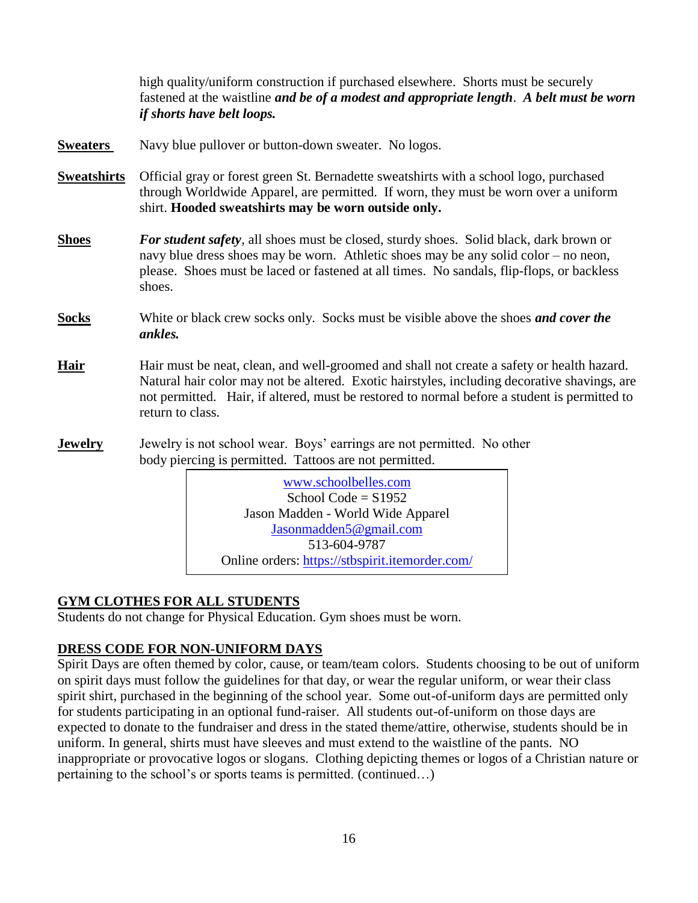high quality/uniform construction if purchased elsewhere. Shorts must be securely fastened at the waistline ***and be of a modest and appropriate length***. ***A belt must be worn if shorts have belt loops.***

**Sweaters** Navy blue pullover or button-down sweater. No logos.

**Sweatshirts** Official gray or forest green St. Bernadette sweatshirts with a school logo, purchased through Worldwide Apparel, are permitted. If worn, they must be worn over a uniform shirt. **Hooded sweatshirts may be worn outside only.**

**Shoes** ***For student safety***, all shoes must be closed, sturdy shoes. Solid black, dark brown or navy blue dress shoes may be worn. Athletic shoes may be any solid color – no neon, please. Shoes must be laced or fastened at all times. No sandals, flip-flops, or backless shoes.

**Socks** White or black crew socks only. Socks must be visible above the shoes ***and cover the ankles.***

**Hair** Hair must be neat, clean, and well-groomed and shall not create a safety or health hazard. Natural hair color may not be altered. Exotic hairstyles, including decorative shavings, are not permitted. Hair, if altered, must be restored to normal before a student is permitted to return to class.

**Jewelry** Jewelry is not school wear. Boys' earrings are not permitted. No other body piercing is permitted. Tattoos are not permitted.

www.schoolbelles.com
School Code = S1952
Jason Madden - World Wide Apparel
Jasonmadden5@gmail.com
513-604-9787
Online orders: https://stbspirit.itemorder.com/

## GYM CLOTHES FOR ALL STUDENTS

Students do not change for Physical Education. Gym shoes must be worn.

## DRESS CODE FOR NON-UNIFORM DAYS

Spirit Days are often themed by color, cause, or team/team colors. Students choosing to be out of uniform on spirit days must follow the guidelines for that day, or wear the regular uniform, or wear their class spirit shirt, purchased in the beginning of the school year. Some out-of-uniform days are permitted only for students participating in an optional fund-raiser. All students out-of-uniform on those days are expected to donate to the fundraiser and dress in the stated theme/attire, otherwise, students should be in uniform. In general, shirts must have sleeves and must extend to the waistline of the pants. NO inappropriate or provocative logos or slogans. Clothing depicting themes or logos of a Christian nature or pertaining to the school's or sports teams is permitted. (continued…)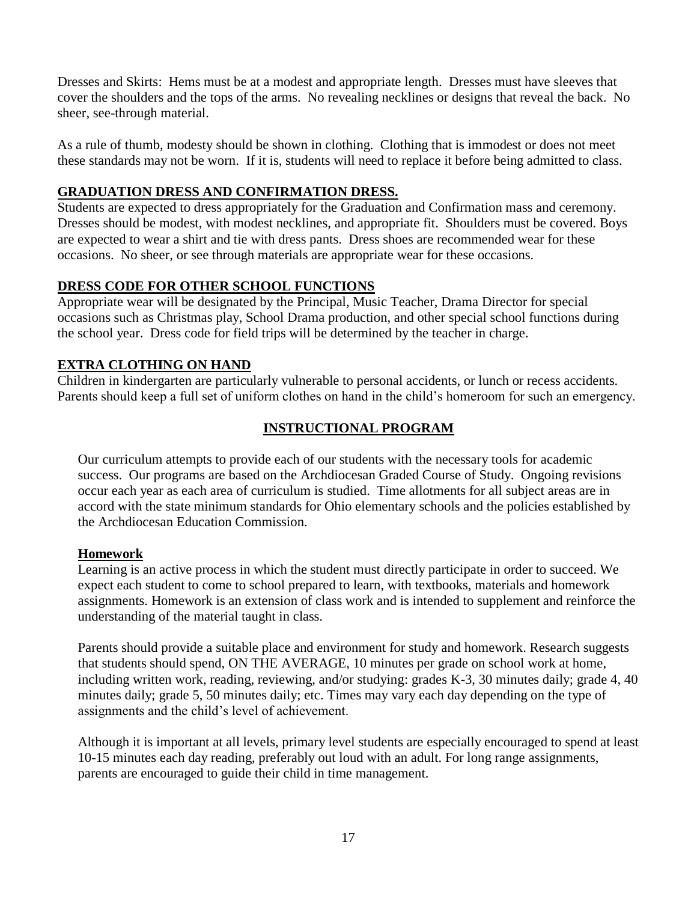Dresses and Skirts: Hems must be at a modest and appropriate length. Dresses must have sleeves that cover the shoulders and the tops of the arms. No revealing necklines or designs that reveal the back. No sheer, see-through material.

As a rule of thumb, modesty should be shown in clothing. Clothing that is immodest or does not meet these standards may not be worn. If it is, students will need to replace it before being admitted to class.

## GRADUATION DRESS AND CONFIRMATION DRESS.

Students are expected to dress appropriately for the Graduation and Confirmation mass and ceremony. Dresses should be modest, with modest necklines, and appropriate fit. Shoulders must be covered. Boys are expected to wear a shirt and tie with dress pants. Dress shoes are recommended wear for these occasions. No sheer, or see through materials are appropriate wear for these occasions.

## DRESS CODE FOR OTHER SCHOOL FUNCTIONS

Appropriate wear will be designated by the Principal, Music Teacher, Drama Director for special occasions such as Christmas play, School Drama production, and other special school functions during the school year. Dress code for field trips will be determined by the teacher in charge.

## EXTRA CLOTHING ON HAND

Children in kindergarten are particularly vulnerable to personal accidents, or lunch or recess accidents. Parents should keep a full set of uniform clothes on hand in the child's homeroom for such an emergency.

# INSTRUCTIONAL PROGRAM

Our curriculum attempts to provide each of our students with the necessary tools for academic success. Our programs are based on the Archdiocesan Graded Course of Study. Ongoing revisions occur each year as each area of curriculum is studied. Time allotments for all subject areas are in accord with the state minimum standards for Ohio elementary schools and the policies established by the Archdiocesan Education Commission.

### Homework

Learning is an active process in which the student must directly participate in order to succeed. We expect each student to come to school prepared to learn, with textbooks, materials and homework assignments. Homework is an extension of class work and is intended to supplement and reinforce the understanding of the material taught in class.

Parents should provide a suitable place and environment for study and homework. Research suggests that students should spend, ON THE AVERAGE, 10 minutes per grade on school work at home, including written work, reading, reviewing, and/or studying: grades K-3, 30 minutes daily; grade 4, 40 minutes daily; grade 5, 50 minutes daily; etc. Times may vary each day depending on the type of assignments and the child's level of achievement.

Although it is important at all levels, primary level students are especially encouraged to spend at least 10-15 minutes each day reading, preferably out loud with an adult. For long range assignments, parents are encouraged to guide their child in time management.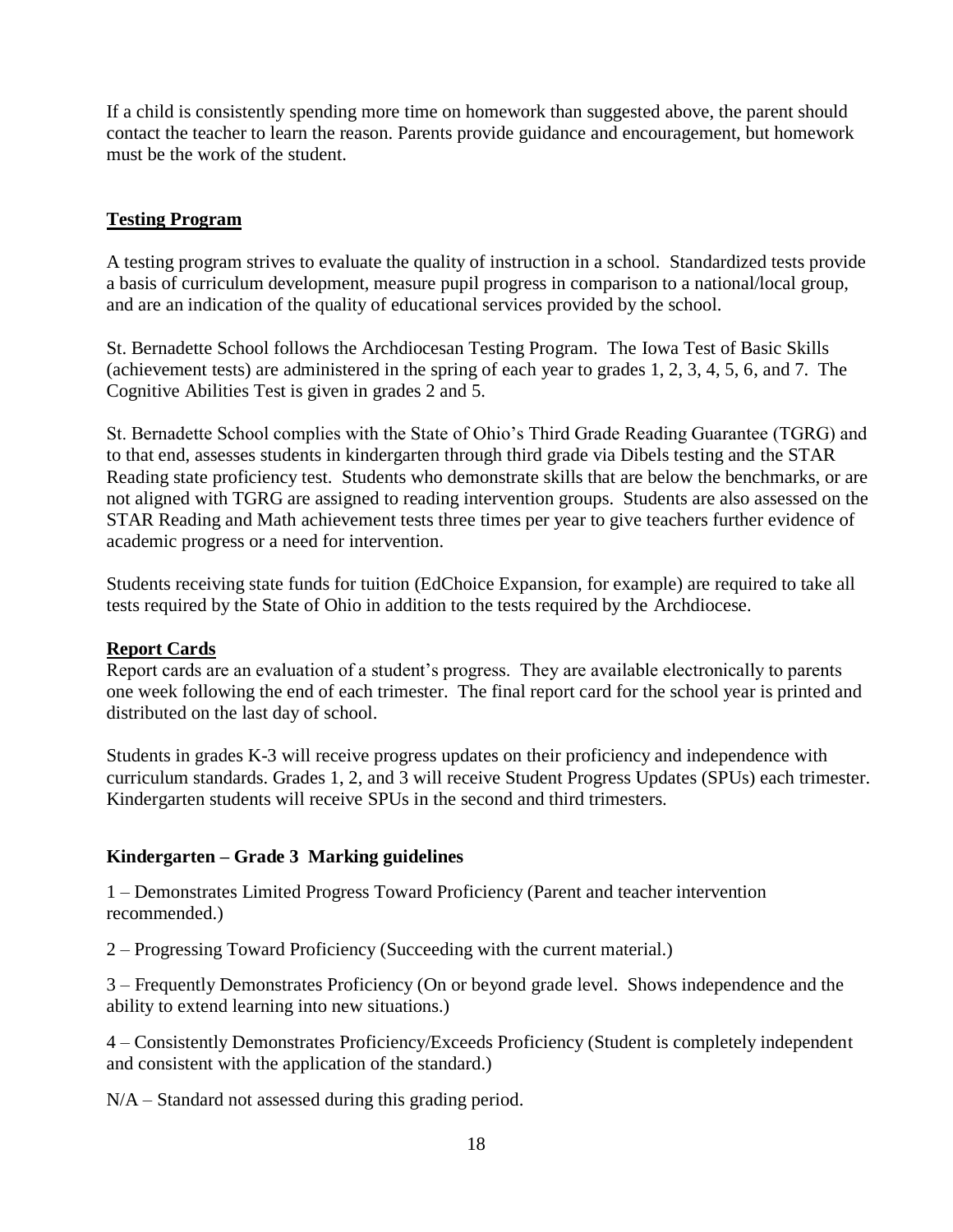If a child is consistently spending more time on homework than suggested above, the parent should contact the teacher to learn the reason. Parents provide guidance and encouragement, but homework must be the work of the student.

## Testing Program

A testing program strives to evaluate the quality of instruction in a school. Standardized tests provide a basis of curriculum development, measure pupil progress in comparison to a national/local group, and are an indication of the quality of educational services provided by the school.

St. Bernadette School follows the Archdiocesan Testing Program. The Iowa Test of Basic Skills (achievement tests) are administered in the spring of each year to grades 1, 2, 3, 4, 5, 6, and 7. The Cognitive Abilities Test is given in grades 2 and 5.

St. Bernadette School complies with the State of Ohio's Third Grade Reading Guarantee (TGRG) and to that end, assesses students in kindergarten through third grade via Dibels testing and the STAR Reading state proficiency test. Students who demonstrate skills that are below the benchmarks, or are not aligned with TGRG are assigned to reading intervention groups. Students are also assessed on the STAR Reading and Math achievement tests three times per year to give teachers further evidence of academic progress or a need for intervention.

Students receiving state funds for tuition (EdChoice Expansion, for example) are required to take all tests required by the State of Ohio in addition to the tests required by the Archdiocese.

## Report Cards

Report cards are an evaluation of a student's progress. They are available electronically to parents one week following the end of each trimester. The final report card for the school year is printed and distributed on the last day of school.

Students in grades K-3 will receive progress updates on their proficiency and independence with curriculum standards. Grades 1, 2, and 3 will receive Student Progress Updates (SPUs) each trimester. Kindergarten students will receive SPUs in the second and third trimesters.

### Kindergarten – Grade 3 Marking guidelines

1 – Demonstrates Limited Progress Toward Proficiency (Parent and teacher intervention recommended.)

2 – Progressing Toward Proficiency (Succeeding with the current material.)

3 – Frequently Demonstrates Proficiency (On or beyond grade level. Shows independence and the ability to extend learning into new situations.)

4 – Consistently Demonstrates Proficiency/Exceeds Proficiency (Student is completely independent and consistent with the application of the standard.)

N/A – Standard not assessed during this grading period.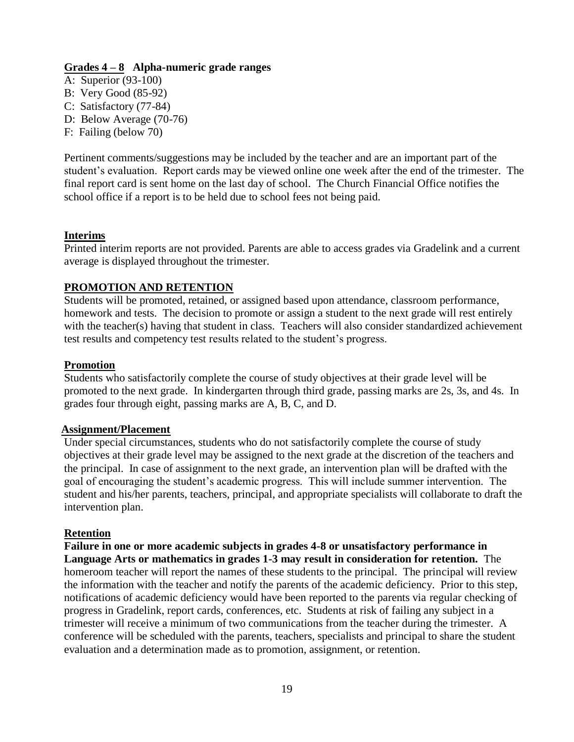**Grades 4 – 8 Alpha-numeric grade ranges**

A: Superior (93-100)
B: Very Good (85-92)
C: Satisfactory (77-84)
D: Below Average (70-76)
F: Failing (below 70)

Pertinent comments/suggestions may be included by the teacher and are an important part of the student's evaluation. Report cards may be viewed online one week after the end of the trimester. The final report card is sent home on the last day of school. The Church Financial Office notifies the school office if a report is to be held due to school fees not being paid.

## Interims

Printed interim reports are not provided. Parents are able to access grades via Gradelink and a current average is displayed throughout the trimester.

## PROMOTION AND RETENTION

Students will be promoted, retained, or assigned based upon attendance, classroom performance, homework and tests. The decision to promote or assign a student to the next grade will rest entirely with the teacher(s) having that student in class. Teachers will also consider standardized achievement test results and competency test results related to the student's progress.

### Promotion

Students who satisfactorily complete the course of study objectives at their grade level will be promoted to the next grade. In kindergarten through third grade, passing marks are 2s, 3s, and 4s. In grades four through eight, passing marks are A, B, C, and D.

### Assignment/Placement

Under special circumstances, students who do not satisfactorily complete the course of study objectives at their grade level may be assigned to the next grade at the discretion of the teachers and the principal. In case of assignment to the next grade, an intervention plan will be drafted with the goal of encouraging the student's academic progress. This will include summer intervention. The student and his/her parents, teachers, principal, and appropriate specialists will collaborate to draft the intervention plan.

### Retention

**Failure in one or more academic subjects in grades 4-8 or unsatisfactory performance in Language Arts or mathematics in grades 1-3 may result in consideration for retention.** The homeroom teacher will report the names of these students to the principal. The principal will review the information with the teacher and notify the parents of the academic deficiency. Prior to this step, notifications of academic deficiency would have been reported to the parents via regular checking of progress in Gradelink, report cards, conferences, etc. Students at risk of failing any subject in a trimester will receive a minimum of two communications from the teacher during the trimester. A conference will be scheduled with the parents, teachers, specialists and principal to share the student evaluation and a determination made as to promotion, assignment, or retention.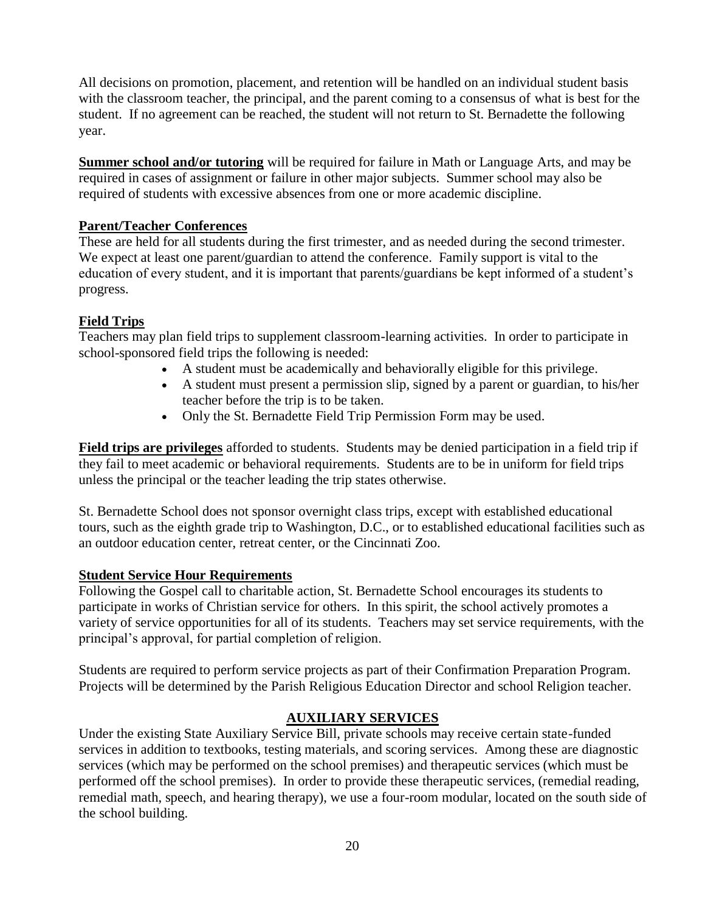All decisions on promotion, placement, and retention will be handled on an individual student basis with the classroom teacher, the principal, and the parent coming to a consensus of what is best for the student. If no agreement can be reached, the student will not return to St. Bernadette the following year.

**Summer school and/or tutoring** will be required for failure in Math or Language Arts, and may be required in cases of assignment or failure in other major subjects. Summer school may also be required of students with excessive absences from one or more academic discipline.

**Parent/Teacher Conferences**

These are held for all students during the first trimester, and as needed during the second trimester. We expect at least one parent/guardian to attend the conference. Family support is vital to the education of every student, and it is important that parents/guardians be kept informed of a student's progress.

**Field Trips**

Teachers may plan field trips to supplement classroom-learning activities. In order to participate in school-sponsored field trips the following is needed:

- A student must be academically and behaviorally eligible for this privilege.
- A student must present a permission slip, signed by a parent or guardian, to his/her teacher before the trip is to be taken.
- Only the St. Bernadette Field Trip Permission Form may be used.

**Field trips are privileges** afforded to students. Students may be denied participation in a field trip if they fail to meet academic or behavioral requirements. Students are to be in uniform for field trips unless the principal or the teacher leading the trip states otherwise.

St. Bernadette School does not sponsor overnight class trips, except with established educational tours, such as the eighth grade trip to Washington, D.C., or to established educational facilities such as an outdoor education center, retreat center, or the Cincinnati Zoo.

**Student Service Hour Requirements**

Following the Gospel call to charitable action, St. Bernadette School encourages its students to participate in works of Christian service for others. In this spirit, the school actively promotes a variety of service opportunities for all of its students. Teachers may set service requirements, with the principal's approval, for partial completion of religion.

Students are required to perform service projects as part of their Confirmation Preparation Program. Projects will be determined by the Parish Religious Education Director and school Religion teacher.

## AUXILIARY SERVICES

Under the existing State Auxiliary Service Bill, private schools may receive certain state-funded services in addition to textbooks, testing materials, and scoring services. Among these are diagnostic services (which may be performed on the school premises) and therapeutic services (which must be performed off the school premises). In order to provide these therapeutic services, (remedial reading, remedial math, speech, and hearing therapy), we use a four-room modular, located on the south side of the school building.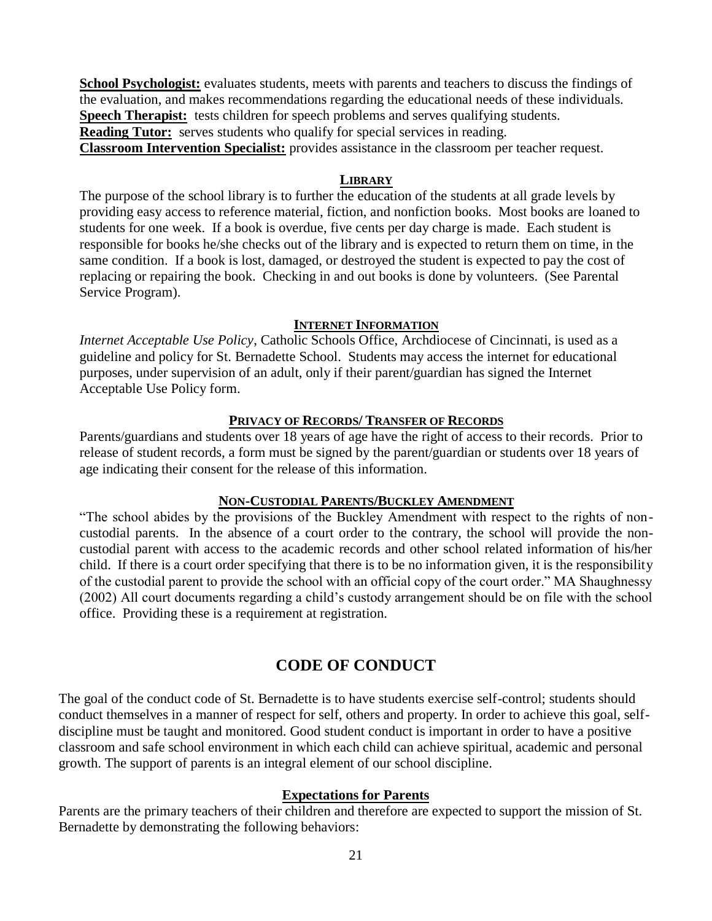**School Psychologist:** evaluates students, meets with parents and teachers to discuss the findings of the evaluation, and makes recommendations regarding the educational needs of these individuals.
**Speech Therapist:** tests children for speech problems and serves qualifying students.
**Reading Tutor:** serves students who qualify for special services in reading.
**Classroom Intervention Specialist:** provides assistance in the classroom per teacher request.

### LIBRARY

The purpose of the school library is to further the education of the students at all grade levels by providing easy access to reference material, fiction, and nonfiction books. Most books are loaned to students for one week. If a book is overdue, five cents per day charge is made. Each student is responsible for books he/she checks out of the library and is expected to return them on time, in the same condition. If a book is lost, damaged, or destroyed the student is expected to pay the cost of replacing or repairing the book. Checking in and out books is done by volunteers. (See Parental Service Program).

### INTERNET INFORMATION

*Internet Acceptable Use Policy*, Catholic Schools Office, Archdiocese of Cincinnati, is used as a guideline and policy for St. Bernadette School. Students may access the internet for educational purposes, under supervision of an adult, only if their parent/guardian has signed the Internet Acceptable Use Policy form.

### PRIVACY OF RECORDS/ TRANSFER OF RECORDS

Parents/guardians and students over 18 years of age have the right of access to their records. Prior to release of student records, a form must be signed by the parent/guardian or students over 18 years of age indicating their consent for the release of this information.

### NON-CUSTODIAL PARENTS/BUCKLEY AMENDMENT

"The school abides by the provisions of the Buckley Amendment with respect to the rights of non-custodial parents. In the absence of a court order to the contrary, the school will provide the non-custodial parent with access to the academic records and other school related information of his/her child. If there is a court order specifying that there is to be no information given, it is the responsibility of the custodial parent to provide the school with an official copy of the court order." MA Shaughnessy (2002) All court documents regarding a child's custody arrangement should be on file with the school office. Providing these is a requirement at registration.

## CODE OF CONDUCT

The goal of the conduct code of St. Bernadette is to have students exercise self-control; students should conduct themselves in a manner of respect for self, others and property. In order to achieve this goal, self-discipline must be taught and monitored. Good student conduct is important in order to have a positive classroom and safe school environment in which each child can achieve spiritual, academic and personal growth. The support of parents is an integral element of our school discipline.

### Expectations for Parents

Parents are the primary teachers of their children and therefore are expected to support the mission of St. Bernadette by demonstrating the following behaviors: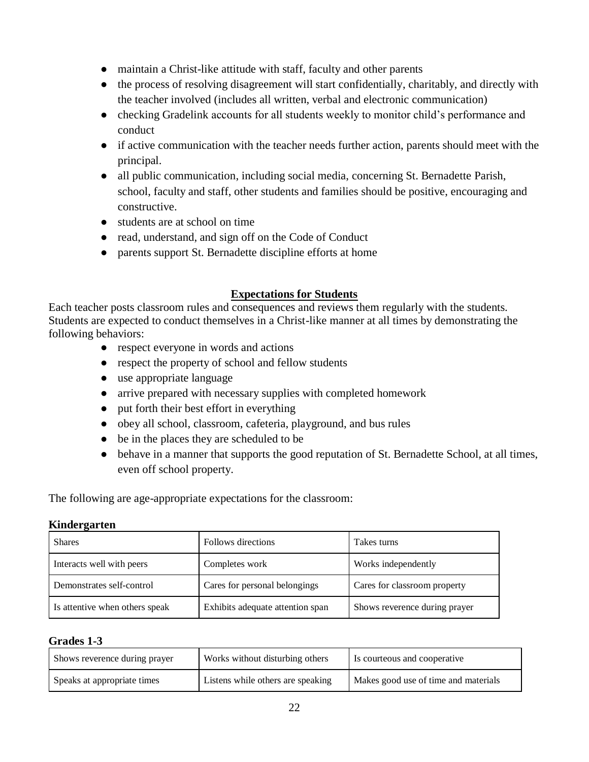- maintain a Christ-like attitude with staff, faculty and other parents
- the process of resolving disagreement will start confidentially, charitably, and directly with the teacher involved (includes all written, verbal and electronic communication)
- checking Gradelink accounts for all students weekly to monitor child's performance and conduct
- if active communication with the teacher needs further action, parents should meet with the principal.
- all public communication, including social media, concerning St. Bernadette Parish, school, faculty and staff, other students and families should be positive, encouraging and constructive.
- students are at school on time
- read, understand, and sign off on the Code of Conduct
- parents support St. Bernadette discipline efforts at home

## Expectations for Students

Each teacher posts classroom rules and consequences and reviews them regularly with the students. Students are expected to conduct themselves in a Christ-like manner at all times by demonstrating the following behaviors:

- respect everyone in words and actions
- respect the property of school and fellow students
- use appropriate language
- arrive prepared with necessary supplies with completed homework
- put forth their best effort in everything
- obey all school, classroom, cafeteria, playground, and bus rules
- be in the places they are scheduled to be
- behave in a manner that supports the good reputation of St. Bernadette School, at all times, even off school property.

The following are age-appropriate expectations for the classroom:

**Kindergarten**

| | | |
|---|---|---|
| Shares | Follows directions | Takes turns |
| Interacts well with peers | Completes work | Works independently |
| Demonstrates self-control | Cares for personal belongings | Cares for classroom property |
| Is attentive when others speak | Exhibits adequate attention span | Shows reverence during prayer |

**Grades 1-3**

| | | |
|---|---|---|
| Shows reverence during prayer | Works without disturbing others | Is courteous and cooperative |
| Speaks at appropriate times | Listens while others are speaking | Makes good use of time and materials |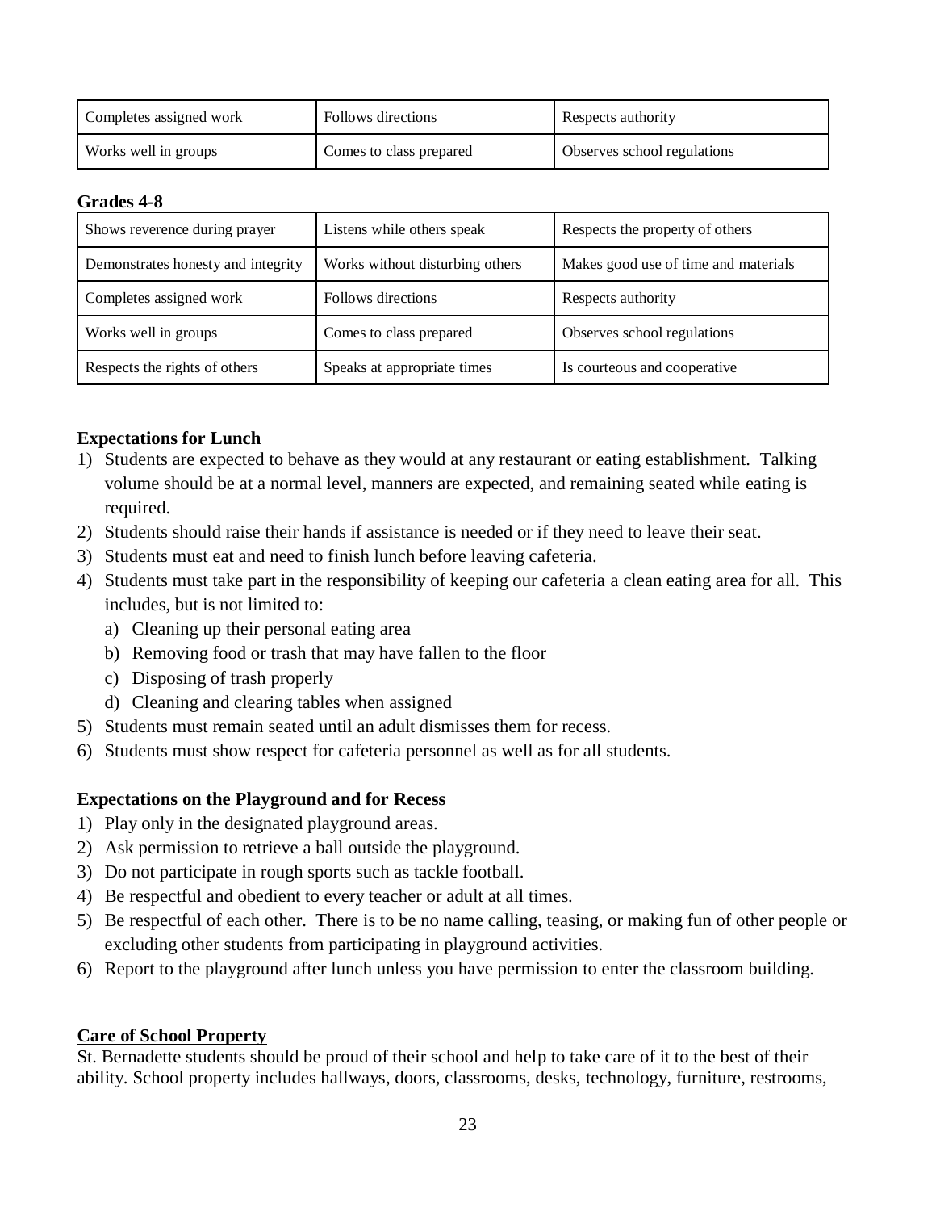| Completes assigned work | Follows directions | Respects authority |
| --- | --- | --- |
| Works well in groups | Comes to class prepared | Observes school regulations |

**Grades 4-8**

| Shows reverence during prayer | Listens while others speak | Respects the property of others |
| --- | --- | --- |
| Demonstrates honesty and integrity | Works without disturbing others | Makes good use of time and materials |
| Completes assigned work | Follows directions | Respects authority |
| Works well in groups | Comes to class prepared | Observes school regulations |
| Respects the rights of others | Speaks at appropriate times | Is courteous and cooperative |

**Expectations for Lunch**

1) Students are expected to behave as they would at any restaurant or eating establishment. Talking volume should be at a normal level, manners are expected, and remaining seated while eating is required.
2) Students should raise their hands if assistance is needed or if they need to leave their seat.
3) Students must eat and need to finish lunch before leaving cafeteria.
4) Students must take part in the responsibility of keeping our cafeteria a clean eating area for all. This includes, but is not limited to:
   a) Cleaning up their personal eating area
   b) Removing food or trash that may have fallen to the floor
   c) Disposing of trash properly
   d) Cleaning and clearing tables when assigned
5) Students must remain seated until an adult dismisses them for recess.
6) Students must show respect for cafeteria personnel as well as for all students.

**Expectations on the Playground and for Recess**

1) Play only in the designated playground areas.
2) Ask permission to retrieve a ball outside the playground.
3) Do not participate in rough sports such as tackle football.
4) Be respectful and obedient to every teacher or adult at all times.
5) Be respectful of each other. There is to be no name calling, teasing, or making fun of other people or excluding other students from participating in playground activities.
6) Report to the playground after lunch unless you have permission to enter the classroom building.

**Care of School Property**

St. Bernadette students should be proud of their school and help to take care of it to the best of their ability. School property includes hallways, doors, classrooms, desks, technology, furniture, restrooms,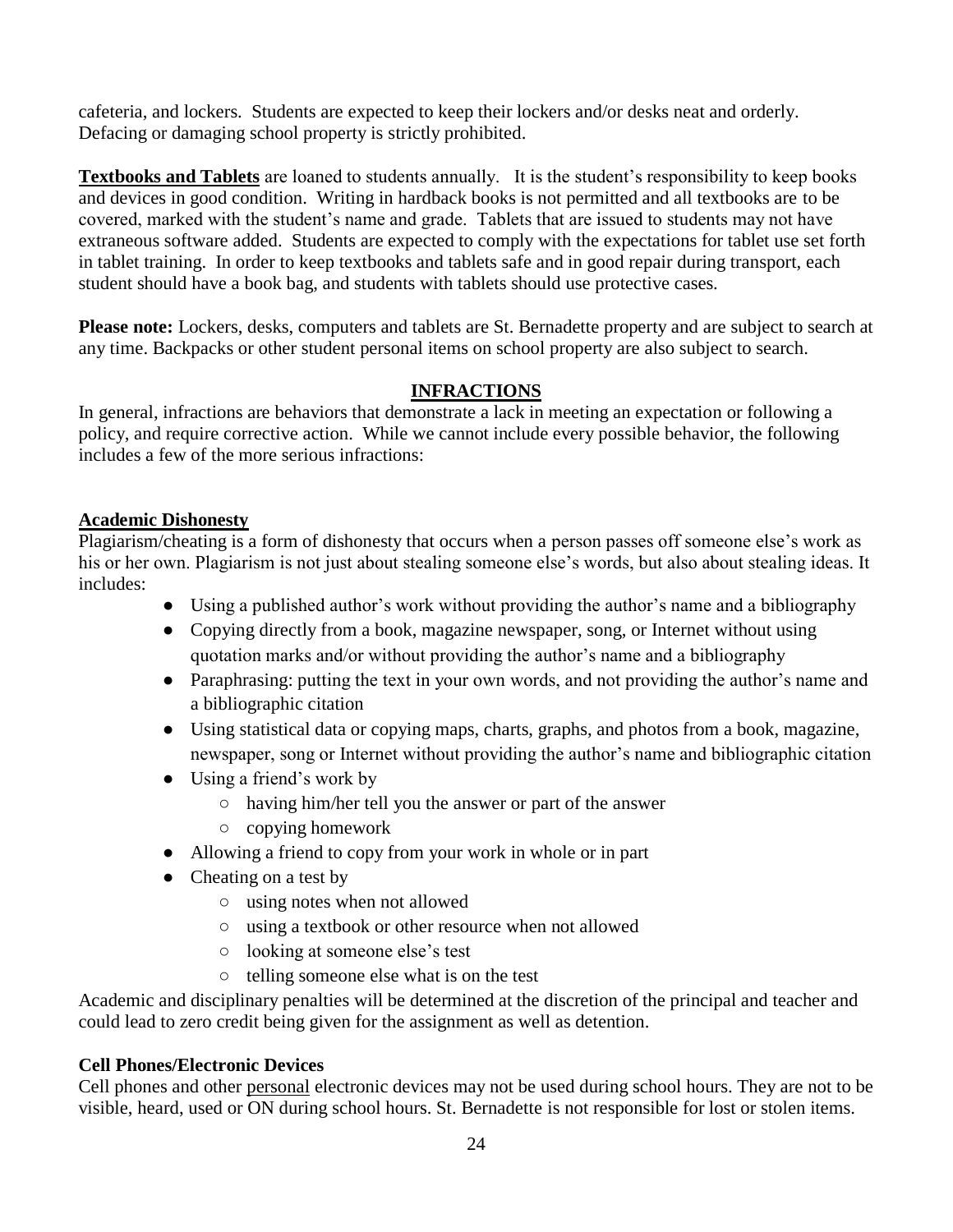cafeteria, and lockers. Students are expected to keep their lockers and/or desks neat and orderly. Defacing or damaging school property is strictly prohibited.

**Textbooks and Tablets** are loaned to students annually. It is the student's responsibility to keep books and devices in good condition. Writing in hardback books is not permitted and all textbooks are to be covered, marked with the student's name and grade. Tablets that are issued to students may not have extraneous software added. Students are expected to comply with the expectations for tablet use set forth in tablet training. In order to keep textbooks and tablets safe and in good repair during transport, each student should have a book bag, and students with tablets should use protective cases.

**Please note:** Lockers, desks, computers and tablets are St. Bernadette property and are subject to search at any time. Backpacks or other student personal items on school property are also subject to search.

## INFRACTIONS

In general, infractions are behaviors that demonstrate a lack in meeting an expectation or following a policy, and require corrective action. While we cannot include every possible behavior, the following includes a few of the more serious infractions:

### Academic Dishonesty

Plagiarism/cheating is a form of dishonesty that occurs when a person passes off someone else's work as his or her own. Plagiarism is not just about stealing someone else's words, but also about stealing ideas. It includes:

- Using a published author's work without providing the author's name and a bibliography
- Copying directly from a book, magazine newspaper, song, or Internet without using quotation marks and/or without providing the author's name and a bibliography
- Paraphrasing: putting the text in your own words, and not providing the author's name and a bibliographic citation
- Using statistical data or copying maps, charts, graphs, and photos from a book, magazine, newspaper, song or Internet without providing the author's name and bibliographic citation
- Using a friend's work by
  - having him/her tell you the answer or part of the answer
  - copying homework
- Allowing a friend to copy from your work in whole or in part
- Cheating on a test by
  - using notes when not allowed
  - using a textbook or other resource when not allowed
  - looking at someone else's test
  - telling someone else what is on the test

Academic and disciplinary penalties will be determined at the discretion of the principal and teacher and could lead to zero credit being given for the assignment as well as detention.

### Cell Phones/Electronic Devices

Cell phones and other personal electronic devices may not be used during school hours. They are not to be visible, heard, used or ON during school hours. St. Bernadette is not responsible for lost or stolen items.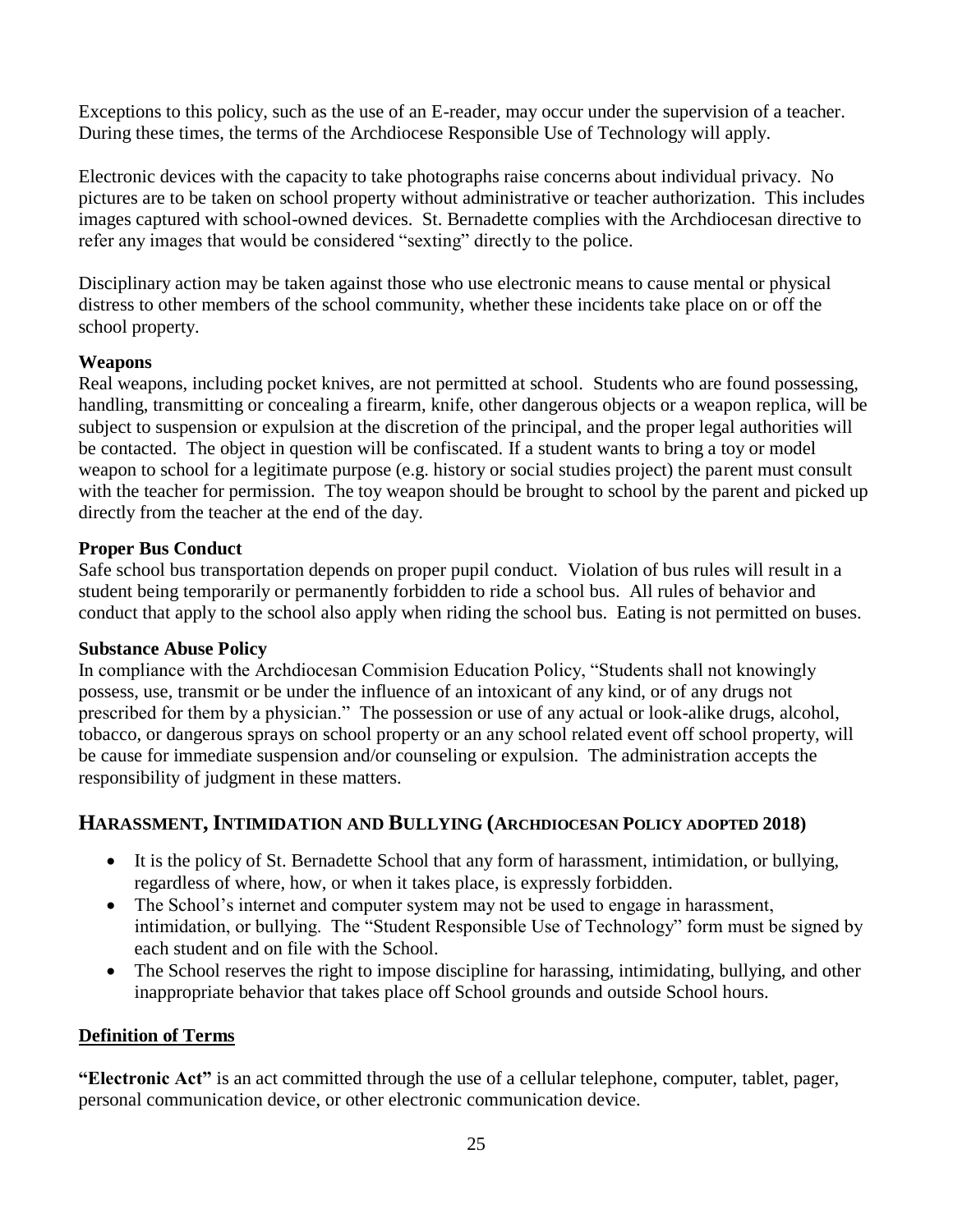Exceptions to this policy, such as the use of an E-reader, may occur under the supervision of a teacher. During these times, the terms of the Archdiocese Responsible Use of Technology will apply.

Electronic devices with the capacity to take photographs raise concerns about individual privacy. No pictures are to be taken on school property without administrative or teacher authorization. This includes images captured with school-owned devices. St. Bernadette complies with the Archdiocesan directive to refer any images that would be considered "sexting" directly to the police.

Disciplinary action may be taken against those who use electronic means to cause mental or physical distress to other members of the school community, whether these incidents take place on or off the school property.

**Weapons**

Real weapons, including pocket knives, are not permitted at school. Students who are found possessing, handling, transmitting or concealing a firearm, knife, other dangerous objects or a weapon replica, will be subject to suspension or expulsion at the discretion of the principal, and the proper legal authorities will be contacted. The object in question will be confiscated. If a student wants to bring a toy or model weapon to school for a legitimate purpose (e.g. history or social studies project) the parent must consult with the teacher for permission. The toy weapon should be brought to school by the parent and picked up directly from the teacher at the end of the day.

**Proper Bus Conduct**

Safe school bus transportation depends on proper pupil conduct. Violation of bus rules will result in a student being temporarily or permanently forbidden to ride a school bus. All rules of behavior and conduct that apply to the school also apply when riding the school bus. Eating is not permitted on buses.

**Substance Abuse Policy**

In compliance with the Archdiocesan Commision Education Policy, "Students shall not knowingly possess, use, transmit or be under the influence of an intoxicant of any kind, or of any drugs not prescribed for them by a physician." The possession or use of any actual or look-alike drugs, alcohol, tobacco, or dangerous sprays on school property or an any school related event off school property, will be cause for immediate suspension and/or counseling or expulsion. The administration accepts the responsibility of judgment in these matters.

## Harassment, Intimidation and Bullying (Archdiocesan Policy adopted 2018)

- It is the policy of St. Bernadette School that any form of harassment, intimidation, or bullying, regardless of where, how, or when it takes place, is expressly forbidden.
- The School's internet and computer system may not be used to engage in harassment, intimidation, or bullying. The "Student Responsible Use of Technology" form must be signed by each student and on file with the School.
- The School reserves the right to impose discipline for harassing, intimidating, bullying, and other inappropriate behavior that takes place off School grounds and outside School hours.

**Definition of Terms**

**"Electronic Act"** is an act committed through the use of a cellular telephone, computer, tablet, pager, personal communication device, or other electronic communication device.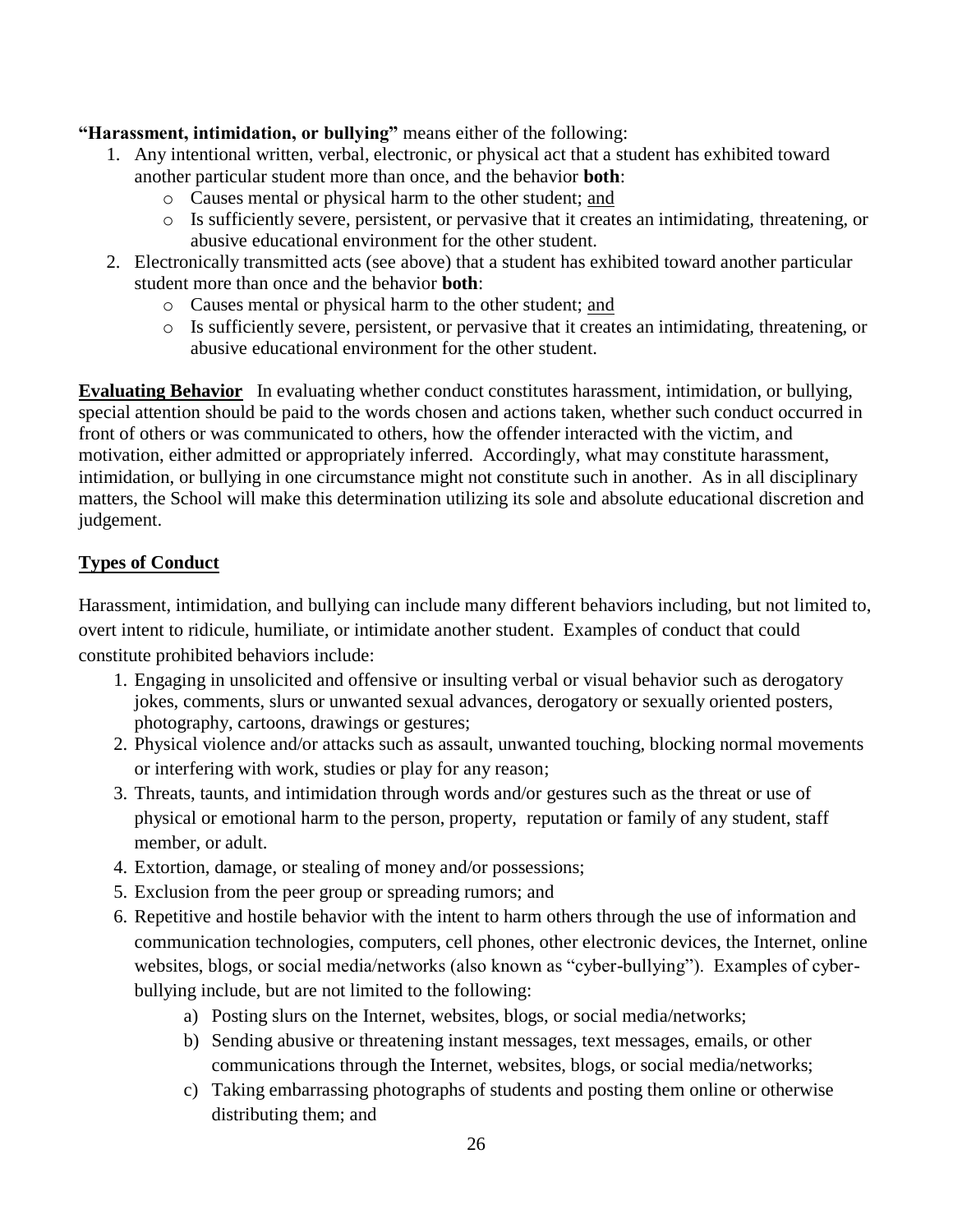**"Harassment, intimidation, or bullying"** means either of the following:

1. Any intentional written, verbal, electronic, or physical act that a student has exhibited toward another particular student more than once, and the behavior **both**:
   - Causes mental or physical harm to the other student; and
   - Is sufficiently severe, persistent, or pervasive that it creates an intimidating, threatening, or abusive educational environment for the other student.
2. Electronically transmitted acts (see above) that a student has exhibited toward another particular student more than once and the behavior **both**:
   - Causes mental or physical harm to the other student; and
   - Is sufficiently severe, persistent, or pervasive that it creates an intimidating, threatening, or abusive educational environment for the other student.

**Evaluating Behavior** In evaluating whether conduct constitutes harassment, intimidation, or bullying, special attention should be paid to the words chosen and actions taken, whether such conduct occurred in front of others or was communicated to others, how the offender interacted with the victim, and motivation, either admitted or appropriately inferred. Accordingly, what may constitute harassment, intimidation, or bullying in one circumstance might not constitute such in another. As in all disciplinary matters, the School will make this determination utilizing its sole and absolute educational discretion and judgement.

**Types of Conduct**

Harassment, intimidation, and bullying can include many different behaviors including, but not limited to, overt intent to ridicule, humiliate, or intimidate another student. Examples of conduct that could constitute prohibited behaviors include:

1. Engaging in unsolicited and offensive or insulting verbal or visual behavior such as derogatory jokes, comments, slurs or unwanted sexual advances, derogatory or sexually oriented posters, photography, cartoons, drawings or gestures;
2. Physical violence and/or attacks such as assault, unwanted touching, blocking normal movements or interfering with work, studies or play for any reason;
3. Threats, taunts, and intimidation through words and/or gestures such as the threat or use of physical or emotional harm to the person, property, reputation or family of any student, staff member, or adult.
4. Extortion, damage, or stealing of money and/or possessions;
5. Exclusion from the peer group or spreading rumors; and
6. Repetitive and hostile behavior with the intent to harm others through the use of information and communication technologies, computers, cell phones, other electronic devices, the Internet, online websites, blogs, or social media/networks (also known as "cyber-bullying"). Examples of cyber-bullying include, but are not limited to the following:
   a) Posting slurs on the Internet, websites, blogs, or social media/networks;
   b) Sending abusive or threatening instant messages, text messages, emails, or other communications through the Internet, websites, blogs, or social media/networks;
   c) Taking embarrassing photographs of students and posting them online or otherwise distributing them; and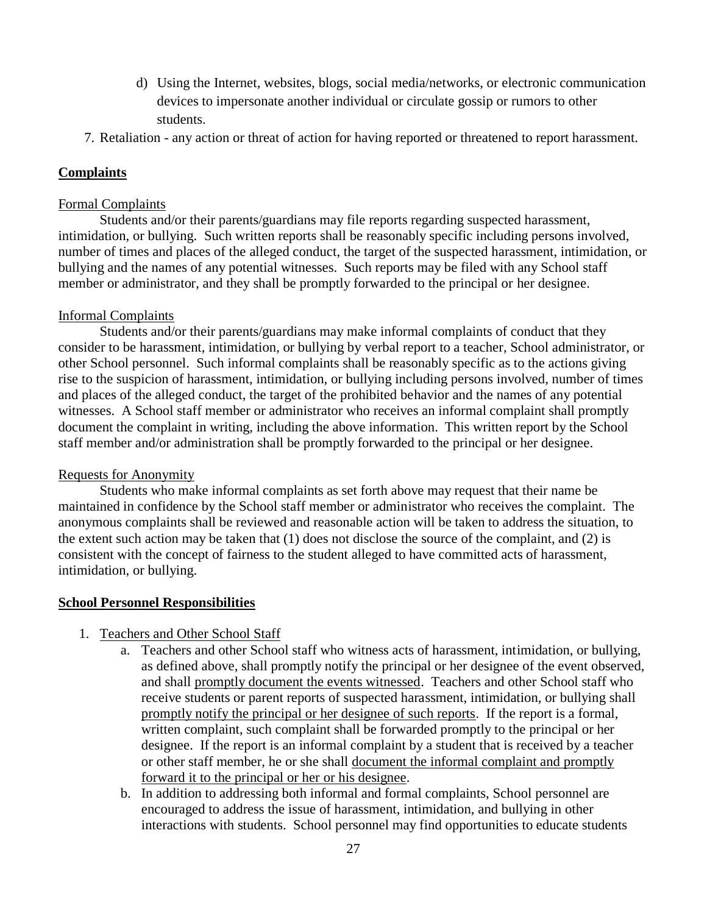d) Using the Internet, websites, blogs, social media/networks, or electronic communication devices to impersonate another individual or circulate gossip or rumors to other students.

7. Retaliation - any action or threat of action for having reported or threatened to report harassment.

**Complaints**

Formal Complaints

Students and/or their parents/guardians may file reports regarding suspected harassment, intimidation, or bullying. Such written reports shall be reasonably specific including persons involved, number of times and places of the alleged conduct, the target of the suspected harassment, intimidation, or bullying and the names of any potential witnesses. Such reports may be filed with any School staff member or administrator, and they shall be promptly forwarded to the principal or her designee.

Informal Complaints

Students and/or their parents/guardians may make informal complaints of conduct that they consider to be harassment, intimidation, or bullying by verbal report to a teacher, School administrator, or other School personnel. Such informal complaints shall be reasonably specific as to the actions giving rise to the suspicion of harassment, intimidation, or bullying including persons involved, number of times and places of the alleged conduct, the target of the prohibited behavior and the names of any potential witnesses. A School staff member or administrator who receives an informal complaint shall promptly document the complaint in writing, including the above information. This written report by the School staff member and/or administration shall be promptly forwarded to the principal or her designee.

Requests for Anonymity

Students who make informal complaints as set forth above may request that their name be maintained in confidence by the School staff member or administrator who receives the complaint. The anonymous complaints shall be reviewed and reasonable action will be taken to address the situation, to the extent such action may be taken that (1) does not disclose the source of the complaint, and (2) is consistent with the concept of fairness to the student alleged to have committed acts of harassment, intimidation, or bullying.

**School Personnel Responsibilities**

1. Teachers and Other School Staff
   a. Teachers and other School staff who witness acts of harassment, intimidation, or bullying, as defined above, shall promptly notify the principal or her designee of the event observed, and shall promptly document the events witnessed. Teachers and other School staff who receive students or parent reports of suspected harassment, intimidation, or bullying shall promptly notify the principal or her designee of such reports. If the report is a formal, written complaint, such complaint shall be forwarded promptly to the principal or her designee. If the report is an informal complaint by a student that is received by a teacher or other staff member, he or she shall document the informal complaint and promptly forward it to the principal or her or his designee.
   b. In addition to addressing both informal and formal complaints, School personnel are encouraged to address the issue of harassment, intimidation, and bullying in other interactions with students. School personnel may find opportunities to educate students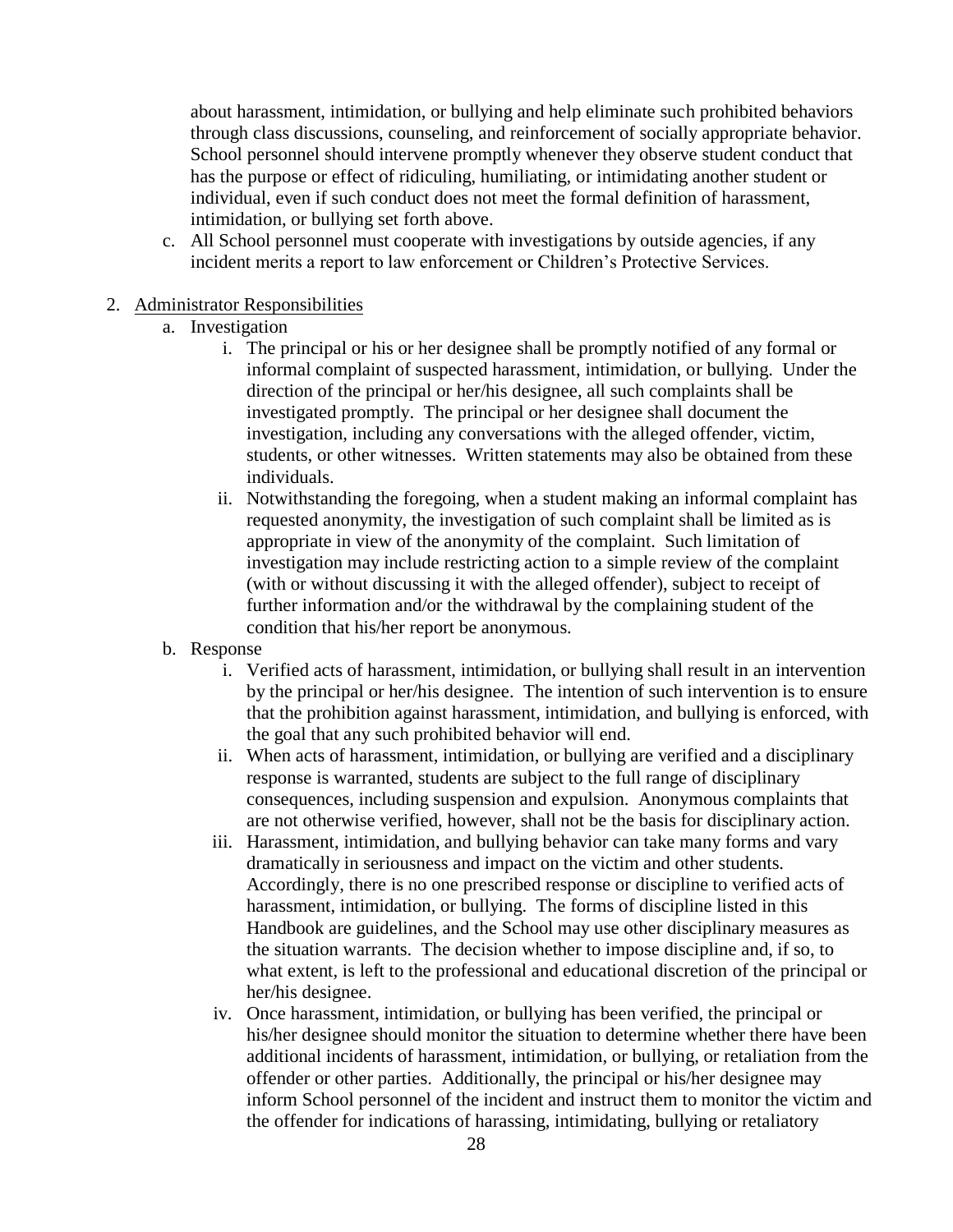about harassment, intimidation, or bullying and help eliminate such prohibited behaviors through class discussions, counseling, and reinforcement of socially appropriate behavior. School personnel should intervene promptly whenever they observe student conduct that has the purpose or effect of ridiculing, humiliating, or intimidating another student or individual, even if such conduct does not meet the formal definition of harassment, intimidation, or bullying set forth above.

c. All School personnel must cooperate with investigations by outside agencies, if any incident merits a report to law enforcement or Children's Protective Services.

2. Administrator Responsibilities
   a. Investigation
      i. The principal or his or her designee shall be promptly notified of any formal or informal complaint of suspected harassment, intimidation, or bullying. Under the direction of the principal or her/his designee, all such complaints shall be investigated promptly. The principal or her designee shall document the investigation, including any conversations with the alleged offender, victim, students, or other witnesses. Written statements may also be obtained from these individuals.
      ii. Notwithstanding the foregoing, when a student making an informal complaint has requested anonymity, the investigation of such complaint shall be limited as is appropriate in view of the anonymity of the complaint. Such limitation of investigation may include restricting action to a simple review of the complaint (with or without discussing it with the alleged offender), subject to receipt of further information and/or the withdrawal by the complaining student of the condition that his/her report be anonymous.
   b. Response
      i. Verified acts of harassment, intimidation, or bullying shall result in an intervention by the principal or her/his designee. The intention of such intervention is to ensure that the prohibition against harassment, intimidation, and bullying is enforced, with the goal that any such prohibited behavior will end.
      ii. When acts of harassment, intimidation, or bullying are verified and a disciplinary response is warranted, students are subject to the full range of disciplinary consequences, including suspension and expulsion. Anonymous complaints that are not otherwise verified, however, shall not be the basis for disciplinary action.
      iii. Harassment, intimidation, and bullying behavior can take many forms and vary dramatically in seriousness and impact on the victim and other students. Accordingly, there is no one prescribed response or discipline to verified acts of harassment, intimidation, or bullying. The forms of discipline listed in this Handbook are guidelines, and the School may use other disciplinary measures as the situation warrants. The decision whether to impose discipline and, if so, to what extent, is left to the professional and educational discretion of the principal or her/his designee.
      iv. Once harassment, intimidation, or bullying has been verified, the principal or his/her designee should monitor the situation to determine whether there have been additional incidents of harassment, intimidation, or bullying, or retaliation from the offender or other parties. Additionally, the principal or his/her designee may inform School personnel of the incident and instruct them to monitor the victim and the offender for indications of harassing, intimidating, bullying or retaliatory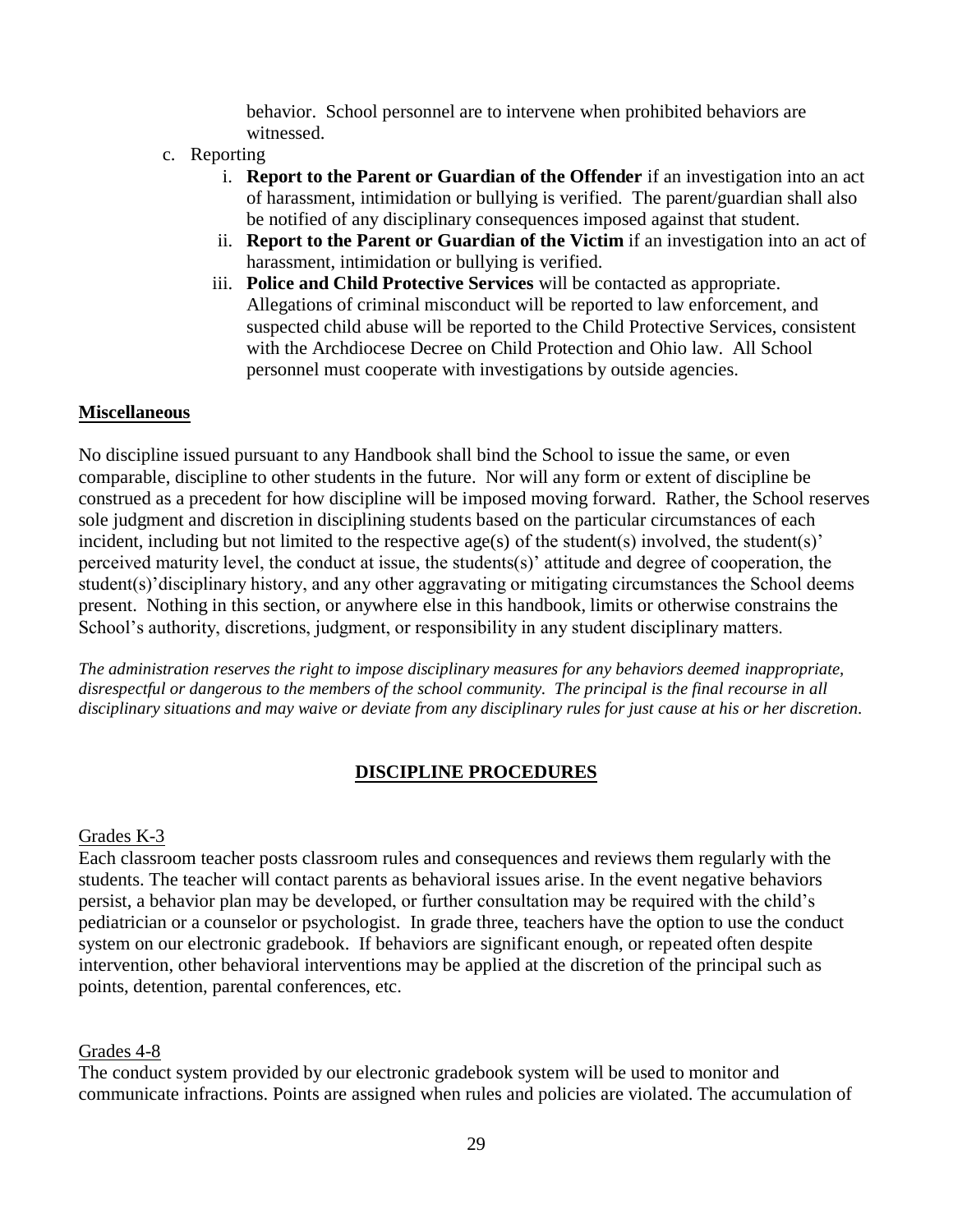behavior. School personnel are to intervene when prohibited behaviors are witnessed.

c. Reporting
   i. **Report to the Parent or Guardian of the Offender** if an investigation into an act of harassment, intimidation or bullying is verified. The parent/guardian shall also be notified of any disciplinary consequences imposed against that student.
   ii. **Report to the Parent or Guardian of the Victim** if an investigation into an act of harassment, intimidation or bullying is verified.
   iii. **Police and Child Protective Services** will be contacted as appropriate. Allegations of criminal misconduct will be reported to law enforcement, and suspected child abuse will be reported to the Child Protective Services, consistent with the Archdiocese Decree on Child Protection and Ohio law. All School personnel must cooperate with investigations by outside agencies.

## Miscellaneous

No discipline issued pursuant to any Handbook shall bind the School to issue the same, or even comparable, discipline to other students in the future. Nor will any form or extent of discipline be construed as a precedent for how discipline will be imposed moving forward. Rather, the School reserves sole judgment and discretion in disciplining students based on the particular circumstances of each incident, including but not limited to the respective age(s) of the student(s) involved, the student(s)' perceived maturity level, the conduct at issue, the students(s)' attitude and degree of cooperation, the student(s)'disciplinary history, and any other aggravating or mitigating circumstances the School deems present. Nothing in this section, or anywhere else in this handbook, limits or otherwise constrains the School's authority, discretions, judgment, or responsibility in any student disciplinary matters.

*The administration reserves the right to impose disciplinary measures for any behaviors deemed inappropriate, disrespectful or dangerous to the members of the school community. The principal is the final recourse in all disciplinary situations and may waive or deviate from any disciplinary rules for just cause at his or her discretion.*

## DISCIPLINE PROCEDURES

### Grades K-3

Each classroom teacher posts classroom rules and consequences and reviews them regularly with the students. The teacher will contact parents as behavioral issues arise. In the event negative behaviors persist, a behavior plan may be developed, or further consultation may be required with the child's pediatrician or a counselor or psychologist. In grade three, teachers have the option to use the conduct system on our electronic gradebook. If behaviors are significant enough, or repeated often despite intervention, other behavioral interventions may be applied at the discretion of the principal such as points, detention, parental conferences, etc.

### Grades 4-8

The conduct system provided by our electronic gradebook system will be used to monitor and communicate infractions. Points are assigned when rules and policies are violated. The accumulation of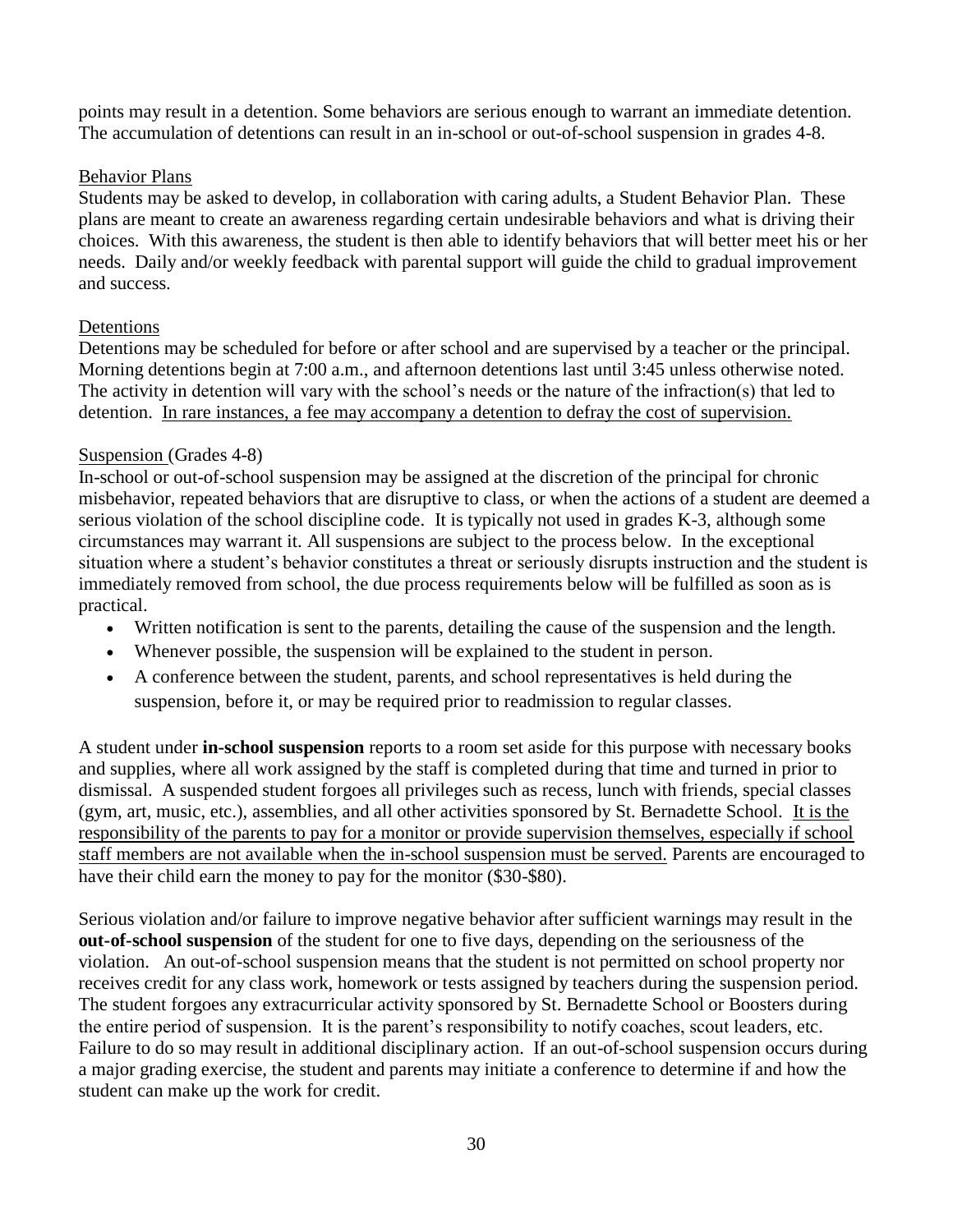points may result in a detention. Some behaviors are serious enough to warrant an immediate detention. The accumulation of detentions can result in an in-school or out-of-school suspension in grades 4-8.

### Behavior Plans

Students may be asked to develop, in collaboration with caring adults, a Student Behavior Plan. These plans are meant to create an awareness regarding certain undesirable behaviors and what is driving their choices. With this awareness, the student is then able to identify behaviors that will better meet his or her needs. Daily and/or weekly feedback with parental support will guide the child to gradual improvement and success.

### Detentions

Detentions may be scheduled for before or after school and are supervised by a teacher or the principal. Morning detentions begin at 7:00 a.m., and afternoon detentions last until 3:45 unless otherwise noted. The activity in detention will vary with the school's needs or the nature of the infraction(s) that led to detention. In rare instances, a fee may accompany a detention to defray the cost of supervision.

### Suspension (Grades 4-8)

In-school or out-of-school suspension may be assigned at the discretion of the principal for chronic misbehavior, repeated behaviors that are disruptive to class, or when the actions of a student are deemed a serious violation of the school discipline code. It is typically not used in grades K-3, although some circumstances may warrant it. All suspensions are subject to the process below. In the exceptional situation where a student's behavior constitutes a threat or seriously disrupts instruction and the student is immediately removed from school, the due process requirements below will be fulfilled as soon as is practical.

- Written notification is sent to the parents, detailing the cause of the suspension and the length.
- Whenever possible, the suspension will be explained to the student in person.
- A conference between the student, parents, and school representatives is held during the suspension, before it, or may be required prior to readmission to regular classes.

A student under **in-school suspension** reports to a room set aside for this purpose with necessary books and supplies, where all work assigned by the staff is completed during that time and turned in prior to dismissal. A suspended student forgoes all privileges such as recess, lunch with friends, special classes (gym, art, music, etc.), assemblies, and all other activities sponsored by St. Bernadette School. It is the responsibility of the parents to pay for a monitor or provide supervision themselves, especially if school staff members are not available when the in-school suspension must be served. Parents are encouraged to have their child earn the money to pay for the monitor ($30-$80).

Serious violation and/or failure to improve negative behavior after sufficient warnings may result in the **out-of-school suspension** of the student for one to five days, depending on the seriousness of the violation. An out-of-school suspension means that the student is not permitted on school property nor receives credit for any class work, homework or tests assigned by teachers during the suspension period. The student forgoes any extracurricular activity sponsored by St. Bernadette School or Boosters during the entire period of suspension. It is the parent's responsibility to notify coaches, scout leaders, etc. Failure to do so may result in additional disciplinary action. If an out-of-school suspension occurs during a major grading exercise, the student and parents may initiate a conference to determine if and how the student can make up the work for credit.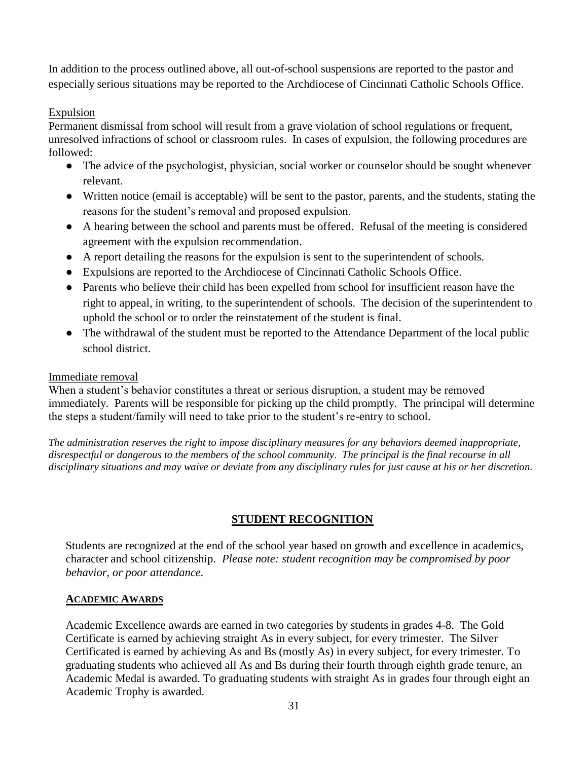In addition to the process outlined above, all out-of-school suspensions are reported to the pastor and especially serious situations may be reported to the Archdiocese of Cincinnati Catholic Schools Office.

Expulsion

Permanent dismissal from school will result from a grave violation of school regulations or frequent, unresolved infractions of school or classroom rules. In cases of expulsion, the following procedures are followed:

- The advice of the psychologist, physician, social worker or counselor should be sought whenever relevant.
- Written notice (email is acceptable) will be sent to the pastor, parents, and the students, stating the reasons for the student's removal and proposed expulsion.
- A hearing between the school and parents must be offered. Refusal of the meeting is considered agreement with the expulsion recommendation.
- A report detailing the reasons for the expulsion is sent to the superintendent of schools.
- Expulsions are reported to the Archdiocese of Cincinnati Catholic Schools Office.
- Parents who believe their child has been expelled from school for insufficient reason have the right to appeal, in writing, to the superintendent of schools. The decision of the superintendent to uphold the school or to order the reinstatement of the student is final.
- The withdrawal of the student must be reported to the Attendance Department of the local public school district.

Immediate removal

When a student's behavior constitutes a threat or serious disruption, a student may be removed immediately. Parents will be responsible for picking up the child promptly. The principal will determine the steps a student/family will need to take prior to the student's re-entry to school.

*The administration reserves the right to impose disciplinary measures for any behaviors deemed inappropriate, disrespectful or dangerous to the members of the school community. The principal is the final recourse in all disciplinary situations and may waive or deviate from any disciplinary rules for just cause at his or her discretion.*

## STUDENT RECOGNITION

Students are recognized at the end of the school year based on growth and excellence in academics, character and school citizenship. *Please note: student recognition may be compromised by poor behavior, or poor attendance.*

### ACADEMIC AWARDS

Academic Excellence awards are earned in two categories by students in grades 4-8. The Gold Certificate is earned by achieving straight As in every subject, for every trimester. The Silver Certificated is earned by achieving As and Bs (mostly As) in every subject, for every trimester. To graduating students who achieved all As and Bs during their fourth through eighth grade tenure, an Academic Medal is awarded. To graduating students with straight As in grades four through eight an Academic Trophy is awarded.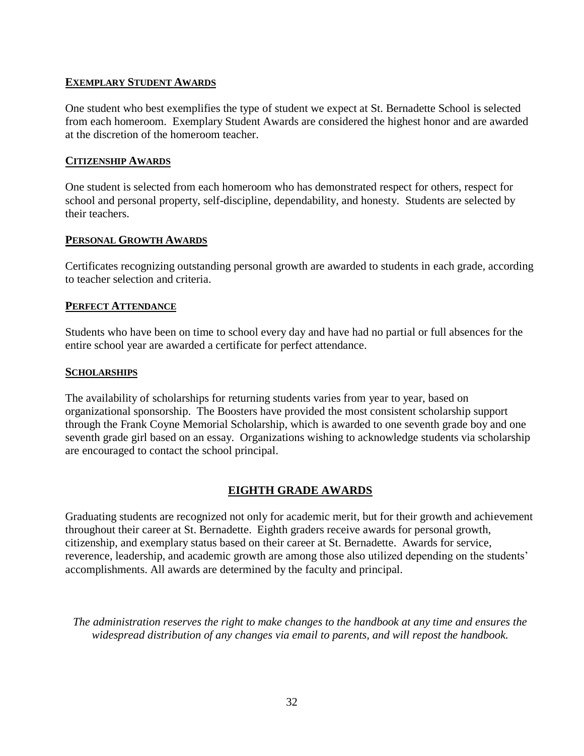### **EXEMPLARY STUDENT AWARDS**

One student who best exemplifies the type of student we expect at St. Bernadette School is selected from each homeroom. Exemplary Student Awards are considered the highest honor and are awarded at the discretion of the homeroom teacher.

### **CITIZENSHIP AWARDS**

One student is selected from each homeroom who has demonstrated respect for others, respect for school and personal property, self-discipline, dependability, and honesty. Students are selected by their teachers.

### **PERSONAL GROWTH AWARDS**

Certificates recognizing outstanding personal growth are awarded to students in each grade, according to teacher selection and criteria.

### **PERFECT ATTENDANCE**

Students who have been on time to school every day and have had no partial or full absences for the entire school year are awarded a certificate for perfect attendance.

### **SCHOLARSHIPS**

The availability of scholarships for returning students varies from year to year, based on organizational sponsorship. The Boosters have provided the most consistent scholarship support through the Frank Coyne Memorial Scholarship, which is awarded to one seventh grade boy and one seventh grade girl based on an essay. Organizations wishing to acknowledge students via scholarship are encouraged to contact the school principal.

## **EIGHTH GRADE AWARDS**

Graduating students are recognized not only for academic merit, but for their growth and achievement throughout their career at St. Bernadette. Eighth graders receive awards for personal growth, citizenship, and exemplary status based on their career at St. Bernadette. Awards for service, reverence, leadership, and academic growth are among those also utilized depending on the students' accomplishments. All awards are determined by the faculty and principal.

*The administration reserves the right to make changes to the handbook at any time and ensures the widespread distribution of any changes via email to parents, and will repost the handbook.*